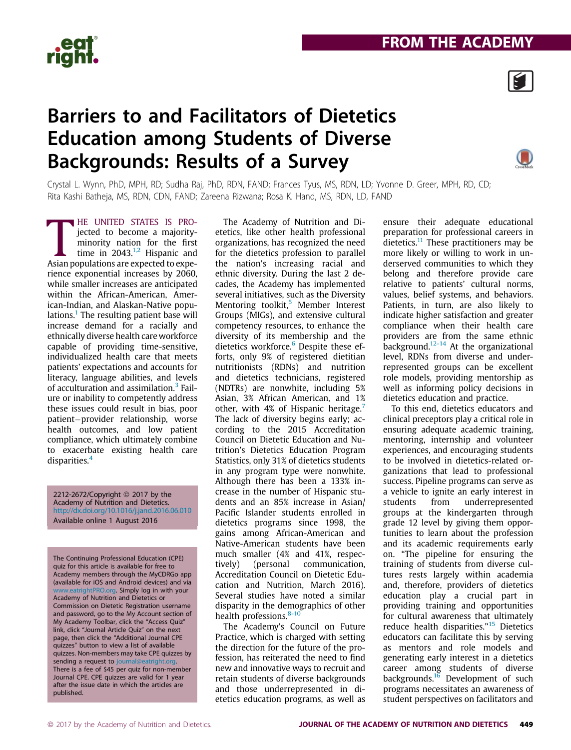FROM THE ACADEMY

# Barriers to and Facilitators of Dietetics Education among Students of Diverse Backgrounds: Results of a Survey

Crystal L. Wynn, PhD, MPH, RD; Sudha Raj, PhD, RDN, FAND; Frances Tyus, MS, RDN, LD; Yvonne D. Greer, MPH, RD, CD; Rita Kashi Batheja, MS, RDN, CDN, FAND; Zareena Rizwana; Rosa K. Hand, MS, RDN, LD, FAND

THE UNITED STATES IS PROJECTED to become a majority-minority nation for the first time in 2043.[1,2] Hispanic and Asian populations are expected to experience exponential increases by 2060, while smaller increases are anticipated within the African-American, American-Indian, and Alaskan-Native populations.[1] The resulting patient base will increase demand for a racially and ethnically diverse health care workforce capable of providing time-sensitive, individualized health care that meets patients' expectations and accounts for literacy, language abilities, and levels of acculturation and assimilation.[3] Failure or inability to competently address these issues could result in bias, poor patient–provider relationship, worse health outcomes, and low patient compliance, which ultimately combine to exacerbate existing health care disparities.[4]

2212-2672/Copyright © 2017 by the Academy of Nutrition and Dietetics.
http://dx.doi.org/10.1016/j.jand.2016.06.010
Available online 1 August 2016

The Continuing Professional Education (CPE) quiz for this article is available for free to Academy members through the MyCDRGo app (available for iOS and Android devices) and via www.eatrightPRO.org. Simply log in with your Academy of Nutrition and Dietetics or Commission on Dietetic Registration username and password, go to the My Account section of My Academy Toolbar, click the "Access Quiz" link, click "Journal Article Quiz" on the next page, then click the "Additional Journal CPE quizzes" button to view a list of available quizzes. Non-members may take CPE quizzes by sending a request to journal@eatright.org. There is a fee of $45 per quiz for non-member Journal CPE. CPE quizzes are valid for 1 year after the issue date in which the articles are published.

The Academy of Nutrition and Dietetics, like other health professional organizations, has recognized the need for the dietetics profession to parallel the nation's increasing racial and ethnic diversity. During the last 2 decades, the Academy has implemented several initiatives, such as the Diversity Mentoring toolkit,[5] Member Interest Groups (MIGs), and extensive cultural competency resources, to enhance the diversity of its membership and the dietetics workforce.[6] Despite these efforts, only 9% of registered dietitian nutritionists (RDNs) and nutrition and dietetics technicians, registered (NDTRs) are nonwhite, including 5% Asian, 3% African American, and 1% other, with 4% of Hispanic heritage.[7] The lack of diversity begins early; according to the 2015 Accreditation Council on Dietetic Education and Nutrition's Dietetics Education Program Statistics, only 31% of dietetics students in any program type were nonwhite. Although there has been a 133% increase in the number of Hispanic students and an 85% increase in Asian/Pacific Islander students enrolled in dietetics programs since 1998, the gains among African-American and Native-American students have been much smaller (4% and 41%, respectively) (personal communication, Accreditation Council on Dietetic Education and Nutrition, March 2016). Several studies have noted a similar disparity in the demographics of other health professions.[8-10]

The Academy's Council on Future Practice, which is charged with setting the direction for the future of the profession, has reiterated the need to find new and innovative ways to recruit and retain students of diverse backgrounds and those underrepresented in dietetics education programs, as well as ensure their adequate educational preparation for professional careers in dietetics.[11] These practitioners may be more likely or willing to work in underserved communities to which they belong and therefore provide care relative to patients' cultural norms, values, belief systems, and behaviors. Patients, in turn, are also likely to indicate higher satisfaction and greater compliance when their health care providers are from the same ethnic background.[12-14] At the organizational level, RDNs from diverse and underrepresented groups can be excellent role models, providing mentorship as well as informing policy decisions in dietetics education and practice.

To this end, dietetics educators and clinical preceptors play a critical role in ensuring adequate academic training, mentoring, internship and volunteer experiences, and encouraging students to be involved in dietetics-related organizations that lead to professional success. Pipeline programs can serve as a vehicle to ignite an early interest in students from underrepresented groups at the kindergarten through grade 12 level by giving them opportunities to learn about the profession and its academic requirements early on. "The pipeline for ensuring the training of students from diverse cultures rests largely within academia and, therefore, providers of dietetics education play a crucial part in providing training and opportunities for cultural awareness that ultimately reduce health disparities."[15] Dietetics educators can facilitate this by serving as mentors and role models and generating early interest in a dietetics career among students of diverse backgrounds.[16] Development of such programs necessitates an awareness of student perspectives on facilitators and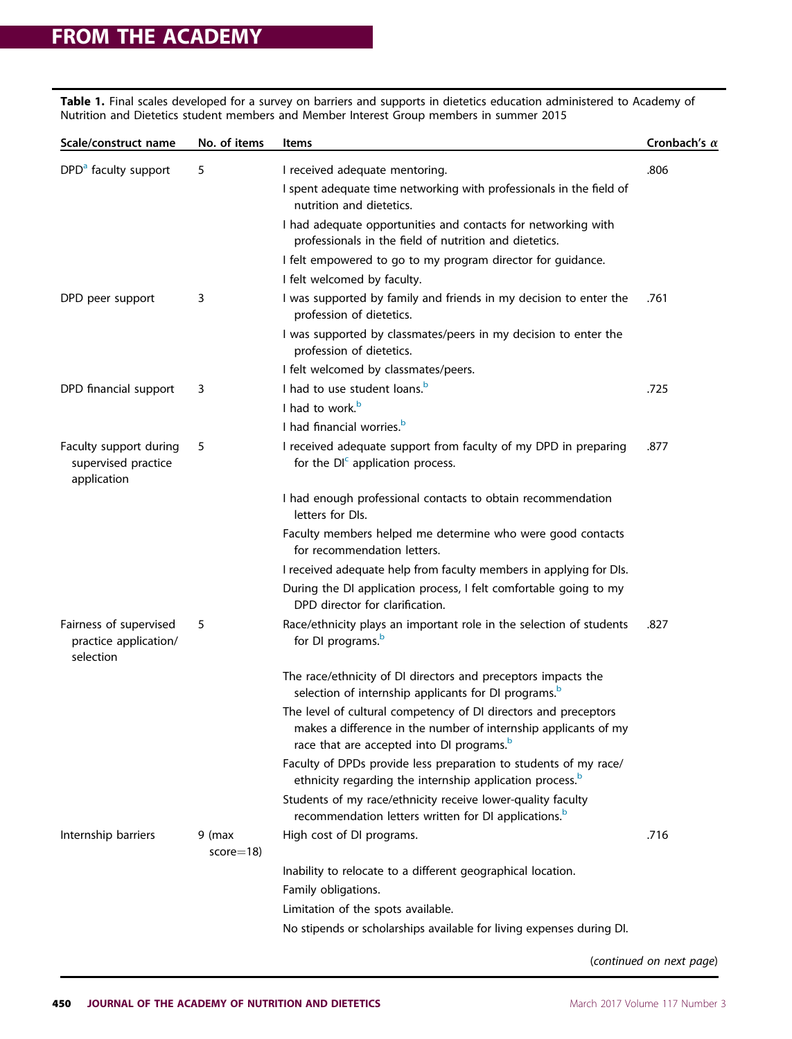**Table 1.** Final scales developed for a survey on barriers and supports in dietetics education administered to Academy of Nutrition and Dietetics student members and Member Interest Group members in summer 2015

| Scale/construct name | No. of items | Items | Cronbach's α |
|---|---|---|---|
| DPD[a] faculty support | 5 | I received adequate mentoring. | .806 |
| | | I spent adequate time networking with professionals in the field of nutrition and dietetics. | |
| | | I had adequate opportunities and contacts for networking with professionals in the field of nutrition and dietetics. | |
| | | I felt empowered to go to my program director for guidance. | |
| | | I felt welcomed by faculty. | |
| DPD peer support | 3 | I was supported by family and friends in my decision to enter the profession of dietetics. | .761 |
| | | I was supported by classmates/peers in my decision to enter the profession of dietetics. | |
| | | I felt welcomed by classmates/peers. | |
| DPD financial support | 3 | I had to use student loans.[b] | .725 |
| | | I had to work.[b] | |
| | | I had financial worries.[b] | |
| Faculty support during supervised practice application | 5 | I received adequate support from faculty of my DPD in preparing for the DI[c] application process. | .877 |
| | | I had enough professional contacts to obtain recommendation letters for DIs. | |
| | | Faculty members helped me determine who were good contacts for recommendation letters. | |
| | | I received adequate help from faculty members in applying for DIs. | |
| | | During the DI application process, I felt comfortable going to my DPD director for clarification. | |
| Fairness of supervised practice application/selection | 5 | Race/ethnicity plays an important role in the selection of students for DI programs.[b] | .827 |
| | | The race/ethnicity of DI directors and preceptors impacts the selection of internship applicants for DI programs.[b] | |
| | | The level of cultural competency of DI directors and preceptors makes a difference in the number of internship applicants of my race that are accepted into DI programs.[b] | |
| | | Faculty of DPDs provide less preparation to students of my race/ethnicity regarding the internship application process.[b] | |
| | | Students of my race/ethnicity receive lower-quality faculty recommendation letters written for DI applications.[b] | |
| Internship barriers | 9 (max score=18) | High cost of DI programs. | .716 |
| | | Inability to relocate to a different geographical location. | |
| | | Family obligations. | |
| | | Limitation of the spots available. | |
| | | No stipends or scholarships available for living expenses during DI. | |

(*continued on next page*)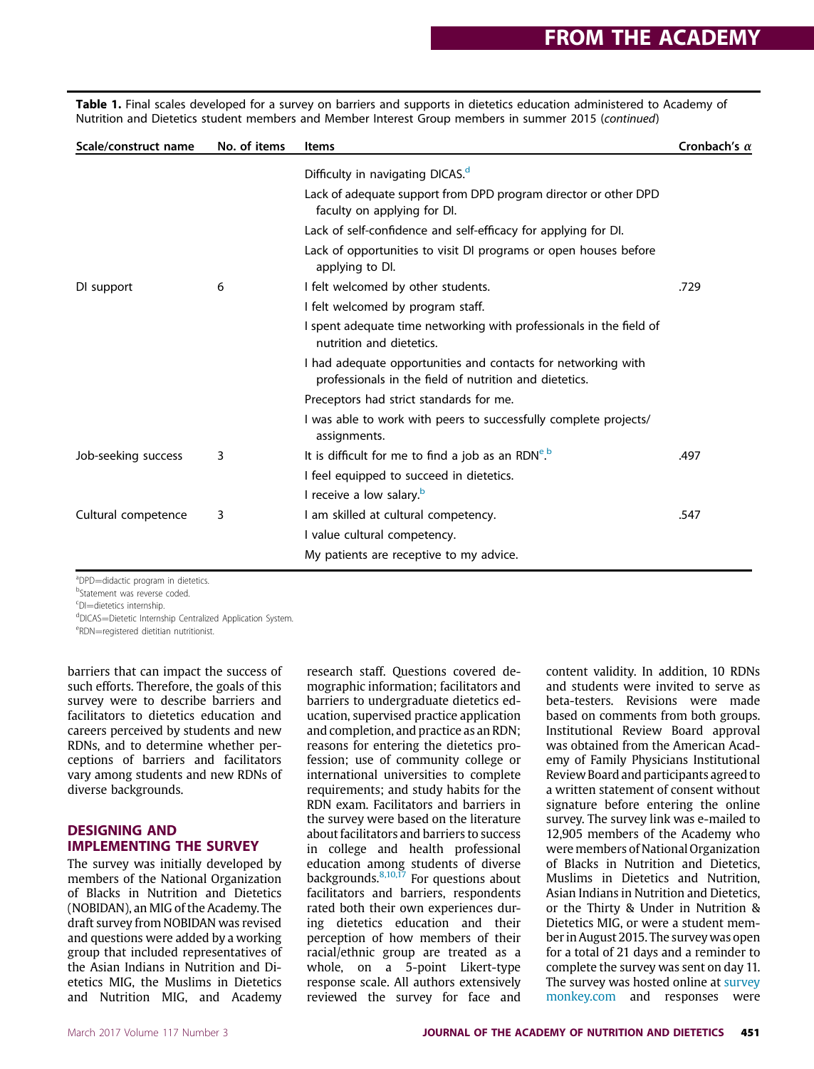**Table 1.** Final scales developed for a survey on barriers and supports in dietetics education administered to Academy of Nutrition and Dietetics student members and Member Interest Group members in summer 2015 (*continued*)

| Scale/construct name | No. of items | Items | Cronbach's α |
|---|---|---|---|
| | | Difficulty in navigating DICAS.[d] | |
| | | Lack of adequate support from DPD program director or other DPD faculty on applying for DI. | |
| | | Lack of self-confidence and self-efficacy for applying for DI. | |
| | | Lack of opportunities to visit DI programs or open houses before applying to DI. | |
| DI support | 6 | I felt welcomed by other students. | .729 |
| | | I felt welcomed by program staff. | |
| | | I spent adequate time networking with professionals in the field of nutrition and dietetics. | |
| | | I had adequate opportunities and contacts for networking with professionals in the field of nutrition and dietetics. | |
| | | Preceptors had strict standards for me. | |
| | | I was able to work with peers to successfully complete projects/assignments. | |
| Job-seeking success | 3 | It is difficult for me to find a job as an RDN[e].[b] | .497 |
| | | I feel equipped to succeed in dietetics. | |
| | | I receive a low salary.[b] | |
| Cultural competence | 3 | I am skilled at cultural competency. | .547 |
| | | I value cultural competency. | |
| | | My patients are receptive to my advice. | |

[a]DPD=didactic program in dietetics.
[b]Statement was reverse coded.
[c]DI=dietetics internship.
[d]DICAS=Dietetic Internship Centralized Application System.
[e]RDN=registered dietitian nutritionist.

barriers that can impact the success of such efforts. Therefore, the goals of this survey were to describe barriers and facilitators to dietetics education and careers perceived by students and new RDNs, and to determine whether perceptions of barriers and facilitators vary among students and new RDNs of diverse backgrounds.

## DESIGNING AND IMPLEMENTING THE SURVEY

The survey was initially developed by members of the National Organization of Blacks in Nutrition and Dietetics (NOBIDAN), an MIG of the Academy. The draft survey from NOBIDAN was revised and questions were added by a working group that included representatives of the Asian Indians in Nutrition and Dietetics MIG, the Muslims in Dietetics and Nutrition MIG, and Academy research staff. Questions covered demographic information; facilitators and barriers to undergraduate dietetics education, supervised practice application and completion, and practice as an RDN; reasons for entering the dietetics profession; use of community college or international universities to complete requirements; and study habits for the RDN exam. Facilitators and barriers in the survey were based on the literature about facilitators and barriers to success in college and health professional education among students of diverse backgrounds.[8,10,17] For questions about facilitators and barriers, respondents rated both their own experiences during dietetics education and their perception of how members of their racial/ethnic group are treated as a whole, on a 5-point Likert-type response scale. All authors extensively reviewed the survey for face and content validity. In addition, 10 RDNs and students were invited to serve as beta-testers. Revisions were made based on comments from both groups. Institutional Review Board approval was obtained from the American Academy of Family Physicians Institutional Review Board and participants agreed to a written statement of consent without signature before entering the online survey. The survey link was e-mailed to 12,905 members of the Academy who were members of National Organization of Blacks in Nutrition and Dietetics, Muslims in Dietetics and Nutrition, Asian Indians in Nutrition and Dietetics, or the Thirty & Under in Nutrition & Dietetics MIG, or were a student member in August 2015. The survey was open for a total of 21 days and a reminder to complete the survey was sent on day 11. The survey was hosted online at surveymonkey.com and responses were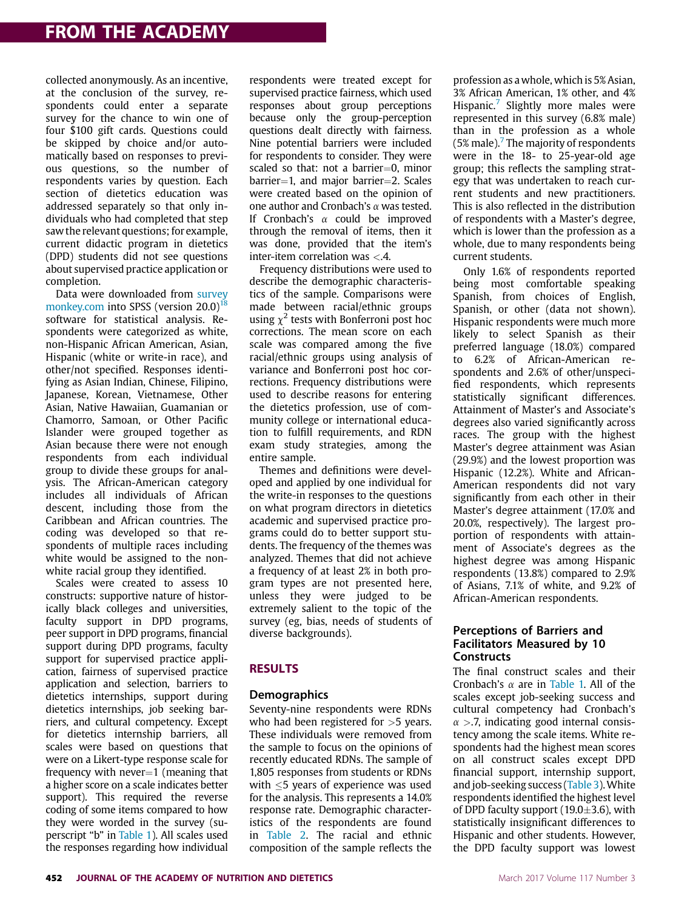collected anonymously. As an incentive, at the conclusion of the survey, respondents could enter a separate survey for the chance to win one of four $100 gift cards. Questions could be skipped by choice and/or automatically based on responses to previous questions, so the number of respondents varies by question. Each section of dietetics education was addressed separately so that only individuals who had completed that step saw the relevant questions; for example, current didactic program in dietetics (DPD) students did not see questions about supervised practice application or completion.

Data were downloaded from surveymonkey.com into SPSS (version 20.0)[18] software for statistical analysis. Respondents were categorized as white, non-Hispanic African American, Asian, Hispanic (white or write-in race), and other/not specified. Responses identifying as Asian Indian, Chinese, Filipino, Japanese, Korean, Vietnamese, Other Asian, Native Hawaiian, Guamanian or Chamorro, Samoan, or Other Pacific Islander were grouped together as Asian because there were not enough respondents from each individual group to divide these groups for analysis. The African-American category includes all individuals of African descent, including those from the Caribbean and African countries. The coding was developed so that respondents of multiple races including white would be assigned to the nonwhite racial group they identified.

Scales were created to assess 10 constructs: supportive nature of historically black colleges and universities, faculty support in DPD programs, peer support in DPD programs, financial support during DPD programs, faculty support for supervised practice application, fairness of supervised practice application and selection, barriers to dietetics internships, support during dietetics internships, job seeking barriers, and cultural competency. Except for dietetics internship barriers, all scales were based on questions that were on a Likert-type response scale for frequency with never=1 (meaning that a higher score on a scale indicates better support). This required the reverse coding of some items compared to how they were worded in the survey (superscript "b" in Table 1). All scales used the responses regarding how individual respondents were treated except for supervised practice fairness, which used responses about group perceptions because only the group-perception questions dealt directly with fairness. Nine potential barriers were included for respondents to consider. They were scaled so that: not a barrier=0, minor barrier=1, and major barrier=2. Scales were created based on the opinion of one author and Cronbach's $\alpha$ was tested. If Cronbach's $\alpha$ could be improved through the removal of items, then it was done, provided that the item's inter-item correlation was <.4.

Frequency distributions were used to describe the demographic characteristics of the sample. Comparisons were made between racial/ethnic groups using $\chi^2$ tests with Bonferroni post hoc corrections. The mean score on each scale was compared among the five racial/ethnic groups using analysis of variance and Bonferroni post hoc corrections. Frequency distributions were used to describe reasons for entering the dietetics profession, use of community college or international education to fulfill requirements, and RDN exam study strategies, among the entire sample.

Themes and definitions were developed and applied by one individual for the write-in responses to the questions on what program directors in dietetics academic and supervised practice programs could do to better support students. The frequency of the themes was analyzed. Themes that did not achieve a frequency of at least 2% in both program types are not presented here, unless they were judged to be extremely salient to the topic of the survey (eg, bias, needs of students of diverse backgrounds).

## RESULTS

### Demographics

Seventy-nine respondents were RDNs who had been registered for >5 years. These individuals were removed from the sample to focus on the opinions of recently educated RDNs. The sample of 1,805 responses from students or RDNs with ≤5 years of experience was used for the analysis. This represents a 14.0% response rate. Demographic characteristics of the respondents are found in Table 2. The racial and ethnic composition of the sample reflects the profession as a whole, which is 5% Asian, 3% African American, 1% other, and 4% Hispanic.[7] Slightly more males were represented in this survey (6.8% male) than in the profession as a whole (5% male).[7] The majority of respondents were in the 18- to 25-year-old age group; this reflects the sampling strategy that was undertaken to reach current students and new practitioners. This is also reflected in the distribution of respondents with a Master's degree, which is lower than the profession as a whole, due to many respondents being current students.

Only 1.6% of respondents reported being most comfortable speaking Spanish, from choices of English, Spanish, or other (data not shown). Hispanic respondents were much more likely to select Spanish as their preferred language (18.0%) compared to 6.2% of African-American respondents and 2.6% of other/unspecified respondents, which represents statistically significant differences. Attainment of Master's and Associate's degrees also varied significantly across races. The group with the highest Master's degree attainment was Asian (29.9%) and the lowest proportion was Hispanic (12.2%). White and African-American respondents did not vary significantly from each other in their Master's degree attainment (17.0% and 20.0%, respectively). The largest proportion of respondents with attainment of Associate's degrees as the highest degree was among Hispanic respondents (13.8%) compared to 2.9% of Asians, 7.1% of white, and 9.2% of African-American respondents.

### Perceptions of Barriers and Facilitators Measured by 10 Constructs

The final construct scales and their Cronbach's $\alpha$ are in Table 1. All of the scales except job-seeking success and cultural competency had Cronbach's $\alpha$ >.7, indicating good internal consistency among the scale items. White respondents had the highest mean scores on all construct scales except DPD financial support, internship support, and job-seeking success (Table 3). White respondents identified the highest level of DPD faculty support (19.0±3.6), with statistically insignificant differences to Hispanic and other students. However, the DPD faculty support was lowest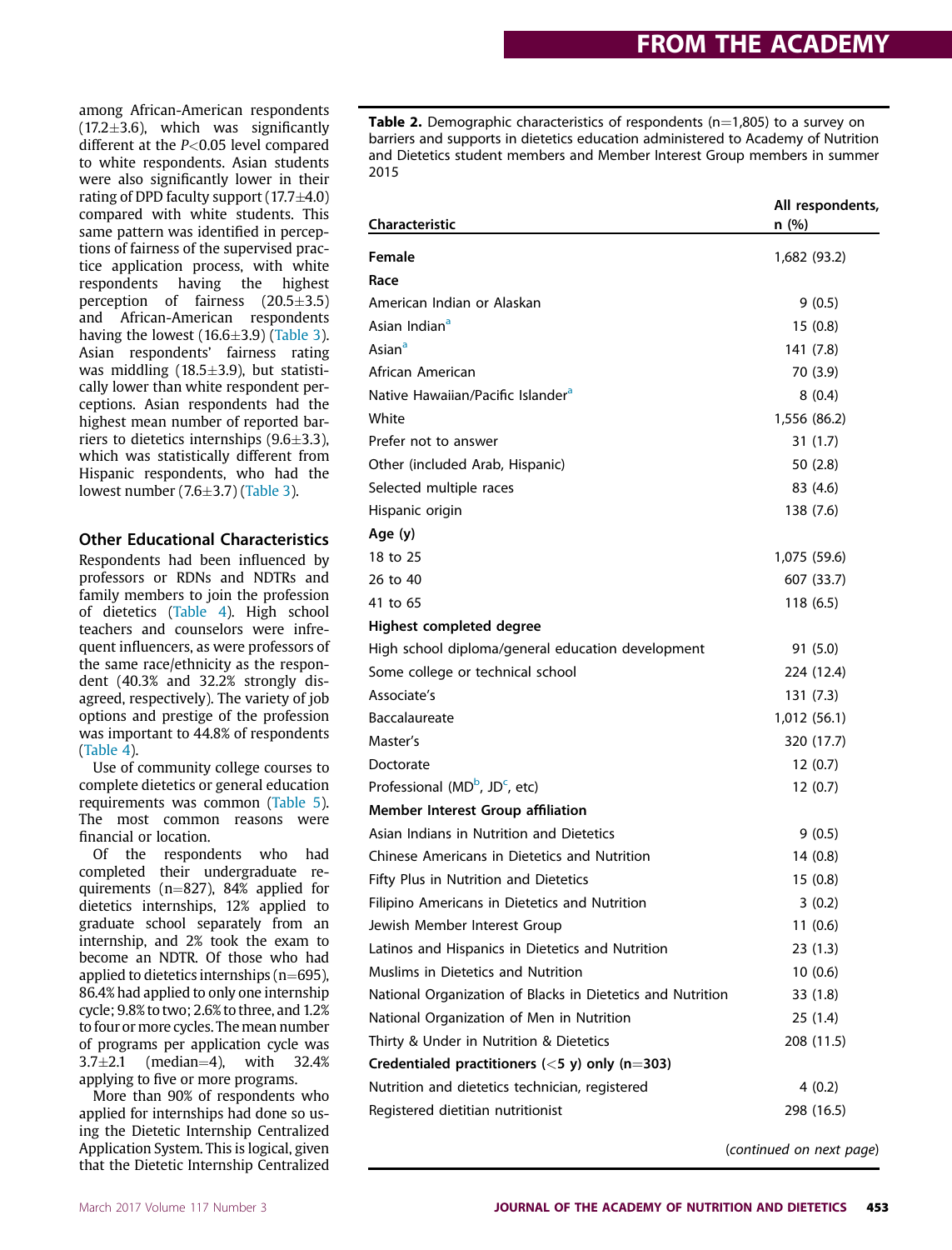among African-American respondents (17.2±3.6), which was significantly different at the $P<0.05$ level compared to white respondents. Asian students were also significantly lower in their rating of DPD faculty support (17.7±4.0) compared with white students. This same pattern was identified in perceptions of fairness of the supervised practice application process, with white respondents having the highest perception of fairness (20.5±3.5) and African-American respondents having the lowest (16.6±3.9) (Table 3). Asian respondents' fairness rating was middling (18.5±3.9), but statistically lower than white respondent perceptions. Asian respondents had the highest mean number of reported barriers to dietetics internships (9.6±3.3), which was statistically different from Hispanic respondents, who had the lowest number (7.6±3.7) (Table 3).

## Other Educational Characteristics

Respondents had been influenced by professors or RDNs and NDTRs and family members to join the profession of dietetics (Table 4). High school teachers and counselors were infrequent influencers, as were professors of the same race/ethnicity as the respondent (40.3% and 32.2% strongly disagreed, respectively). The variety of job options and prestige of the profession was important to 44.8% of respondents (Table 4).

Use of community college courses to complete dietetics or general education requirements was common (Table 5). The most common reasons were financial or location.

Of the respondents who had completed their undergraduate requirements (n=827), 84% applied for dietetics internships, 12% applied to graduate school separately from an internship, and 2% took the exam to become an NDTR. Of those who had applied to dietetics internships (n=695), 86.4% had applied to only one internship cycle; 9.8% to two; 2.6% to three, and 1.2% to four or more cycles. The mean number of programs per application cycle was 3.7±2.1 (median=4), with 32.4% applying to five or more programs.

More than 90% of respondents who applied for internships had done so using the Dietetic Internship Centralized Application System. This is logical, given that the Dietetic Internship Centralized

**Table 2.** Demographic characteristics of respondents (n=1,805) to a survey on barriers and supports in dietetics education administered to Academy of Nutrition and Dietetics student members and Member Interest Group members in summer 2015

| Characteristic | All respondents, n (%) |
|---|---|
| **Female** | 1,682 (93.2) |
| **Race** | |
| American Indian or Alaskan | 9 (0.5) |
| Asian Indian[a] | 15 (0.8) |
| Asian[a] | 141 (7.8) |
| African American | 70 (3.9) |
| Native Hawaiian/Pacific Islander[a] | 8 (0.4) |
| White | 1,556 (86.2) |
| Prefer not to answer | 31 (1.7) |
| Other (included Arab, Hispanic) | 50 (2.8) |
| Selected multiple races | 83 (4.6) |
| Hispanic origin | 138 (7.6) |
| **Age (y)** | |
| 18 to 25 | 1,075 (59.6) |
| 26 to 40 | 607 (33.7) |
| 41 to 65 | 118 (6.5) |
| **Highest completed degree** | |
| High school diploma/general education development | 91 (5.0) |
| Some college or technical school | 224 (12.4) |
| Associate's | 131 (7.3) |
| Baccalaureate | 1,012 (56.1) |
| Master's | 320 (17.7) |
| Doctorate | 12 (0.7) |
| Professional (MD[b], JD[c], etc) | 12 (0.7) |
| **Member Interest Group affiliation** | |
| Asian Indians in Nutrition and Dietetics | 9 (0.5) |
| Chinese Americans in Dietetics and Nutrition | 14 (0.8) |
| Fifty Plus in Nutrition and Dietetics | 15 (0.8) |
| Filipino Americans in Dietetics and Nutrition | 3 (0.2) |
| Jewish Member Interest Group | 11 (0.6) |
| Latinos and Hispanics in Dietetics and Nutrition | 23 (1.3) |
| Muslims in Dietetics and Nutrition | 10 (0.6) |
| National Organization of Blacks in Dietetics and Nutrition | 33 (1.8) |
| National Organization of Men in Nutrition | 25 (1.4) |
| Thirty & Under in Nutrition & Dietetics | 208 (11.5) |
| **Credentialed practitioners (<5 y) only (n=303)** | |
| Nutrition and dietetics technician, registered | 4 (0.2) |
| Registered dietitian nutritionist | 298 (16.5) |

(continued on next page)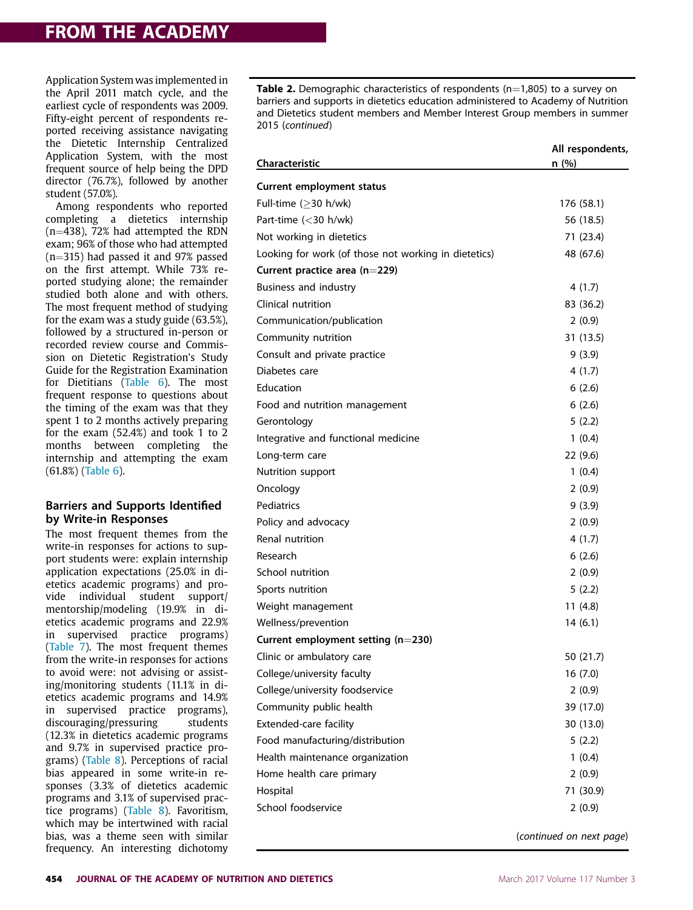Application System was implemented in the April 2011 match cycle, and the earliest cycle of respondents was 2009. Fifty-eight percent of respondents reported receiving assistance navigating the Dietetic Internship Centralized Application System, with the most frequent source of help being the DPD director (76.7%), followed by another student (57.0%).

Among respondents who reported completing a dietetics internship (n=438), 72% had attempted the RDN exam; 96% of those who had attempted (n=315) had passed it and 97% passed on the first attempt. While 73% reported studying alone; the remainder studied both alone and with others. The most frequent method of studying for the exam was a study guide (63.5%), followed by a structured in-person or recorded review course and Commission on Dietetic Registration's Study Guide for the Registration Examination for Dietitians (Table 6). The most frequent response to questions about the timing of the exam was that they spent 1 to 2 months actively preparing for the exam (52.4%) and took 1 to 2 months between completing the internship and attempting the exam (61.8%) (Table 6).

### Barriers and Supports Identified by Write-in Responses

The most frequent themes from the write-in responses for actions to support students were: explain internship application expectations (25.0% in dietetics academic programs) and provide individual student support/mentorship/modeling (19.9% in dietetics academic programs and 22.9% in supervised practice programs) (Table 7). The most frequent themes from the write-in responses for actions to avoid were: not advising or assisting/monitoring students (11.1% in dietetics academic programs and 14.9% in supervised practice programs), discouraging/pressuring students (12.3% in dietetics academic programs and 9.7% in supervised practice programs) (Table 8). Perceptions of racial bias appeared in some write-in responses (3.3% of dietetics academic programs and 3.1% of supervised practice programs) (Table 8). Favoritism, which may be intertwined with racial bias, was a theme seen with similar frequency. An interesting dichotomy

**Table 2.** Demographic characteristics of respondents (n=1,805) to a survey on barriers and supports in dietetics education administered to Academy of Nutrition and Dietetics student members and Member Interest Group members in summer 2015 (*continued*)

| Characteristic | All respondents, n (%) |
|---|---|
| **Current employment status** | |
| Full-time (≥30 h/wk) | 176 (58.1) |
| Part-time (<30 h/wk) | 56 (18.5) |
| Not working in dietetics | 71 (23.4) |
| Looking for work (of those not working in dietetics) | 48 (67.6) |
| **Current practice area (n=229)** | |
| Business and industry | 4 (1.7) |
| Clinical nutrition | 83 (36.2) |
| Communication/publication | 2 (0.9) |
| Community nutrition | 31 (13.5) |
| Consult and private practice | 9 (3.9) |
| Diabetes care | 4 (1.7) |
| Education | 6 (2.6) |
| Food and nutrition management | 6 (2.6) |
| Gerontology | 5 (2.2) |
| Integrative and functional medicine | 1 (0.4) |
| Long-term care | 22 (9.6) |
| Nutrition support | 1 (0.4) |
| Oncology | 2 (0.9) |
| Pediatrics | 9 (3.9) |
| Policy and advocacy | 2 (0.9) |
| Renal nutrition | 4 (1.7) |
| Research | 6 (2.6) |
| School nutrition | 2 (0.9) |
| Sports nutrition | 5 (2.2) |
| Weight management | 11 (4.8) |
| Wellness/prevention | 14 (6.1) |
| **Current employment setting (n=230)** | |
| Clinic or ambulatory care | 50 (21.7) |
| College/university faculty | 16 (7.0) |
| College/university foodservice | 2 (0.9) |
| Community public health | 39 (17.0) |
| Extended-care facility | 30 (13.0) |
| Food manufacturing/distribution | 5 (2.2) |
| Health maintenance organization | 1 (0.4) |
| Home health care primary | 2 (0.9) |
| Hospital | 71 (30.9) |
| School foodservice | 2 (0.9) |

(*continued on next page*)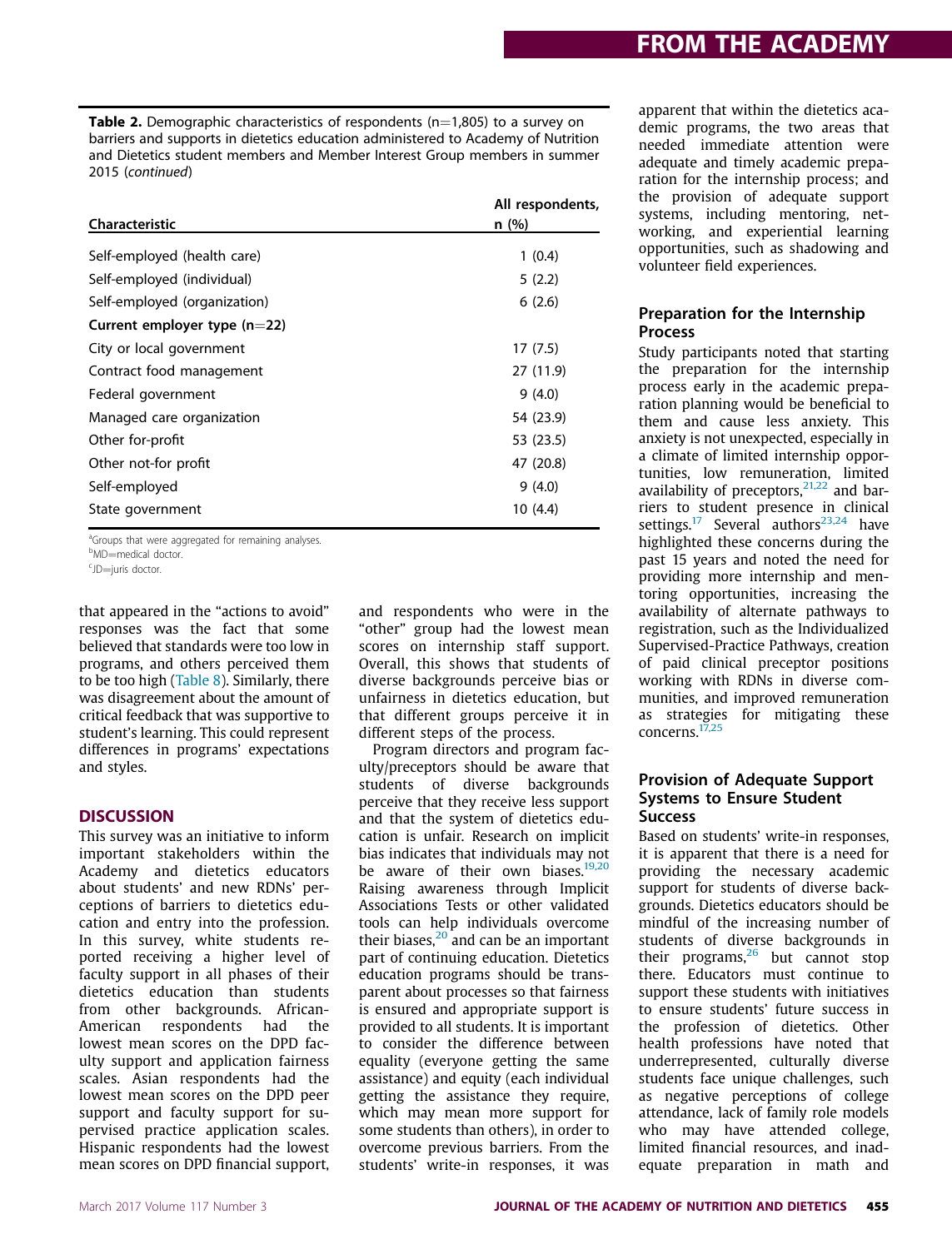**Table 2.** Demographic characteristics of respondents (n=1,805) to a survey on barriers and supports in dietetics education administered to Academy of Nutrition and Dietetics student members and Member Interest Group members in summer 2015 (*continued*)

| Characteristic | All respondents, n (%) |
|---|---|
| Self-employed (health care) | 1 (0.4) |
| Self-employed (individual) | 5 (2.2) |
| Self-employed (organization) | 6 (2.6) |
| **Current employer type (n=22)** | |
| City or local government | 17 (7.5) |
| Contract food management | 27 (11.9) |
| Federal government | 9 (4.0) |
| Managed care organization | 54 (23.9) |
| Other for-profit | 53 (23.5) |
| Other not-for profit | 47 (20.8) |
| Self-employed | 9 (4.0) |
| State government | 10 (4.4) |

[a]Groups that were aggregated for remaining analyses.
[b]MD=medical doctor.
[c]JD=juris doctor.

that appeared in the "actions to avoid" responses was the fact that some believed that standards were too low in programs, and others perceived them to be too high (Table 8). Similarly, there was disagreement about the amount of critical feedback that was supportive to student's learning. This could represent differences in programs' expectations and styles.

## DISCUSSION

This survey was an initiative to inform important stakeholders within the Academy and dietetics educators about students' and new RDNs' perceptions of barriers to dietetics education and entry into the profession. In this survey, white students reported receiving a higher level of faculty support in all phases of their dietetics education than students from other backgrounds. African-American respondents had the lowest mean scores on the DPD faculty support and application fairness scales. Asian respondents had the lowest mean scores on the DPD peer support and faculty support for supervised practice application scales. Hispanic respondents had the lowest mean scores on DPD financial support, and respondents who were in the "other" group had the lowest mean scores on internship staff support. Overall, this shows that students of diverse backgrounds perceive bias or unfairness in dietetics education, but that different groups perceive it in different steps of the process.

Program directors and program faculty/preceptors should be aware that students of diverse backgrounds perceive that they receive less support and that the system of dietetics education is unfair. Research on implicit bias indicates that individuals may not be aware of their own biases.[19,20] Raising awareness through Implicit Associations Tests or other validated tools can help individuals overcome their biases,[20] and can be an important part of continuing education. Dietetics education programs should be transparent about processes so that fairness is ensured and appropriate support is provided to all students. It is important to consider the difference between equality (everyone getting the same assistance) and equity (each individual getting the assistance they require, which may mean more support for some students than others), in order to overcome previous barriers. From the students' write-in responses, it was apparent that within the dietetics academic programs, the two areas that needed immediate attention were adequate and timely academic preparation for the internship process; and the provision of adequate support systems, including mentoring, networking, and experiential learning opportunities, such as shadowing and volunteer field experiences.

### Preparation for the Internship Process

Study participants noted that starting the preparation for the internship process early in the academic preparation planning would be beneficial to them and cause less anxiety. This anxiety is not unexpected, especially in a climate of limited internship opportunities, low remuneration, limited availability of preceptors,[21,22] and barriers to student presence in clinical settings.[17] Several authors[23,24] have highlighted these concerns during the past 15 years and noted the need for providing more internship and mentoring opportunities, increasing the availability of alternate pathways to registration, such as the Individualized Supervised-Practice Pathways, creation of paid clinical preceptor positions working with RDNs in diverse communities, and improved remuneration as strategies for mitigating these concerns.[17,25]

### Provision of Adequate Support Systems to Ensure Student Success

Based on students' write-in responses, it is apparent that there is a need for providing the necessary academic support for students of diverse backgrounds. Dietetics educators should be mindful of the increasing number of students of diverse backgrounds in their programs,[26] but cannot stop there. Educators must continue to support these students with initiatives to ensure students' future success in the profession of dietetics. Other health professions have noted that underrepresented, culturally diverse students face unique challenges, such as negative perceptions of college attendance, lack of family role models who may have attended college, limited financial resources, and inadequate preparation in math and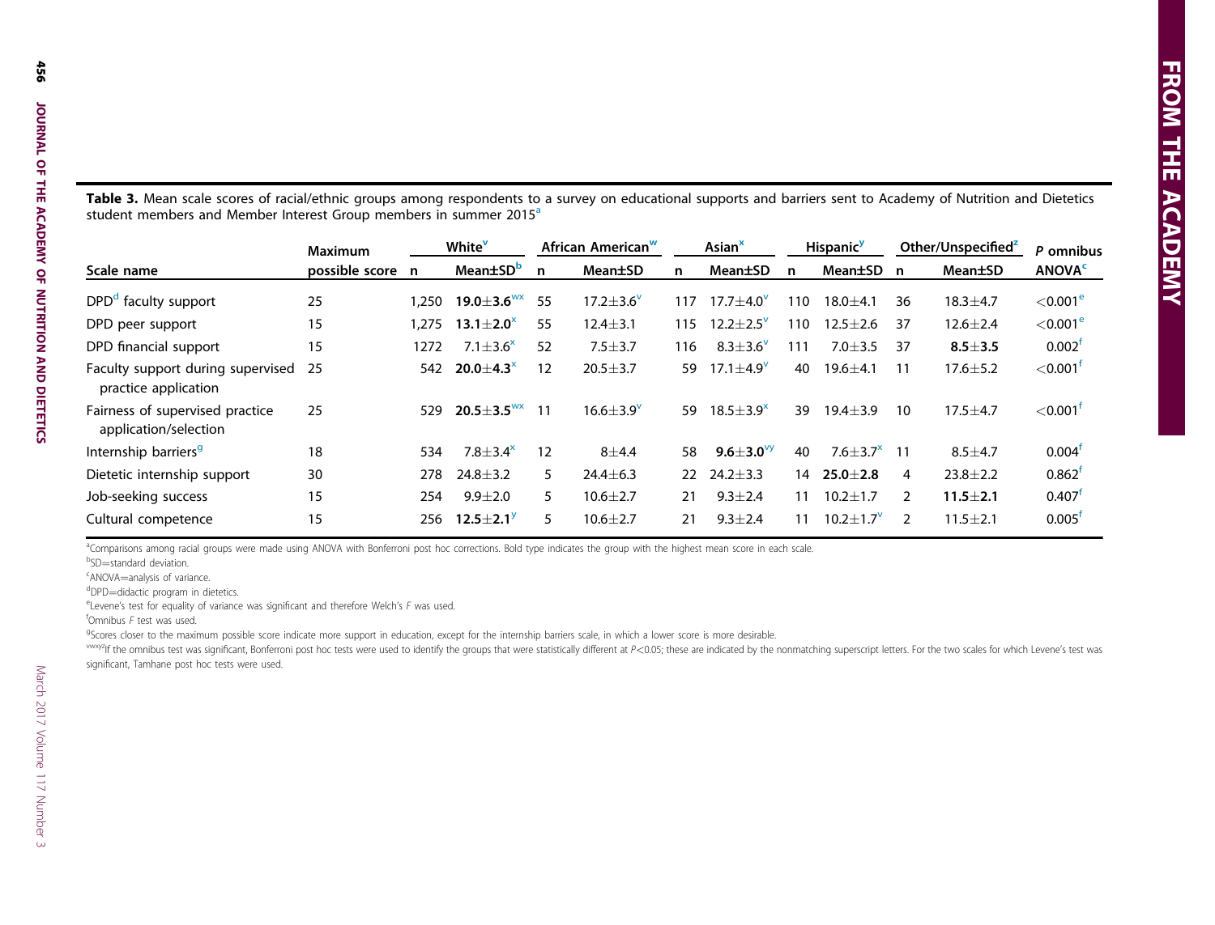**Table 3.** Mean scale scores of racial/ethnic groups among respondents to a survey on educational supports and barriers sent to Academy of Nutrition and Dietetics student members and Member Interest Group members in summer 2015[a]

| Scale name | Maximum possible score | White[v] | | African American[w] | | Asian[x] | | Hispanic[y] | | Other/Unspecified[z] | | P omnibus ANOVA[c] |
|---|---|---|---|---|---|---|---|---|---|---|---|---|
| | | n | Mean±SD[b] | n | Mean±SD | n | Mean±SD | n | Mean±SD | n | Mean±SD | |
| DPD[d] faculty support | 25 | 1,250 | **19.0±3.6**[wx] | 55 | 17.2±3.6[v] | 117 | 17.7±4.0[v] | 110 | 18.0±4.1 | 36 | 18.3±4.7 | <0.001[e] |
| DPD peer support | 15 | 1,275 | **13.1±2.0**[x] | 55 | 12.4±3.1 | 115 | 12.2±2.5[v] | 110 | 12.5±2.6 | 37 | 12.6±2.4 | <0.001[e] |
| DPD financial support | 15 | 1272 | 7.1±3.6[x] | 52 | 7.5±3.7 | 116 | 8.3±3.6[v] | 111 | 7.0±3.5 | 37 | **8.5±3.5** | 0.002[f] |
| Faculty support during supervised practice application | 25 | 542 | **20.0±4.3**[x] | 12 | 20.5±3.7 | 59 | 17.1±4.9[v] | 40 | 19.6±4.1 | 11 | 17.6±5.2 | <0.001[f] |
| Fairness of supervised practice application/selection | 25 | 529 | **20.5±3.5**[wx] | 11 | 16.6±3.9[v] | 59 | 18.5±3.9[x] | 39 | 19.4±3.9 | 10 | 17.5±4.7 | <0.001[f] |
| Internship barriers[g] | 18 | 534 | 7.8±3.4[x] | 12 | 8±4.4 | 58 | **9.6±3.0**[vy] | 40 | 7.6±3.7[x] | 11 | 8.5±4.7 | 0.004[f] |
| Dietetic internship support | 30 | 278 | 24.8±3.2 | 5 | 24.4±6.3 | 22 | 24.2±3.3 | 14 | **25.0±2.8** | 4 | 23.8±2.2 | 0.862[f] |
| Job-seeking success | 15 | 254 | 9.9±2.0 | 5 | 10.6±2.7 | 21 | 9.3±2.4 | 11 | 10.2±1.7 | 2 | **11.5±2.1** | 0.407[f] |
| Cultural competence | 15 | 256 | **12.5±2.1**[y] | 5 | 10.6±2.7 | 21 | 9.3±2.4 | 11 | 10.2±1.7[v] | 2 | 11.5±2.1 | 0.005[f] |

[a]Comparisons among racial groups were made using ANOVA with Bonferroni post hoc corrections. Bold type indicates the group with the highest mean score in each scale.

[b]SD=standard deviation.

[c]ANOVA=analysis of variance.

[d]DPD=didactic program in dietetics.

[e]Levene's test for equality of variance was significant and therefore Welch's *F* was used.

[f]Omnibus *F* test was used.

[g]Scores closer to the maximum possible score indicate more support in education, except for the internship barriers scale, in which a lower score is more desirable.

[vwxyz]If the omnibus test was significant, Bonferroni post hoc tests were used to identify the groups that were statistically different at $P<0.05$; these are indicated by the nonmatching superscript letters. For the two scales for which Levene's test was significant, Tamhane post hoc tests were used.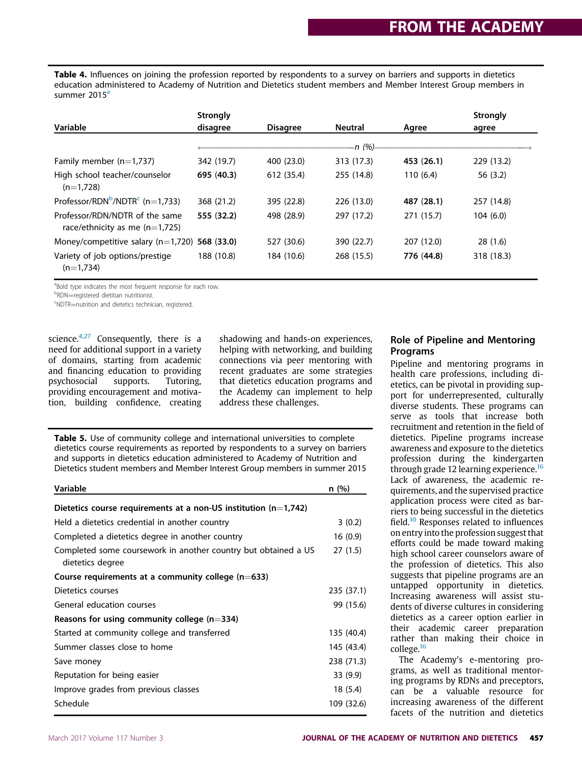**Table 4.** Influences on joining the profession reported by respondents to a survey on barriers and supports in dietetics education administered to Academy of Nutrition and Dietetics student members and Member Interest Group members in summer 2015[a]

| Variable | Strongly disagree | Disagree | Neutral | Agree | Strongly agree |
|---|---|---|---|---|---|
| | ←— | — | n (%) | — | —→ |
| Family member (n=1,737) | 342 (19.7) | 400 (23.0) | 313 (17.3) | **453 (26.1)** | 229 (13.2) |
| High school teacher/counselor (n=1,728) | **695 (40.3)** | 612 (35.4) | 255 (14.8) | 110 (6.4) | 56 (3.2) |
| Professor/RDN[b]/NDTR[c] (n=1,733) | 368 (21.2) | 395 (22.8) | 226 (13.0) | **487 (28.1)** | 257 (14.8) |
| Professor/RDN/NDTR of the same race/ethnicity as me (n=1,725) | **555 (32.2)** | 498 (28.9) | 297 (17.2) | 271 (15.7) | 104 (6.0) |
| Money/competitive salary (n=1,720) | **568 (33.0)** | 527 (30.6) | 390 (22.7) | 207 (12.0) | 28 (1.6) |
| Variety of job options/prestige (n=1,734) | 188 (10.8) | 184 (10.6) | 268 (15.5) | **776 (44.8)** | 318 (18.3) |

[a]Bold type indicates the most frequent response for each row.
[b]RDN=registered dietitian nutritionist.
[c]NDTR=nutrition and dietetics technician, registered.

science.[4,27] Consequently, there is a need for additional support in a variety of domains, starting from academic and financing education to providing psychosocial supports. Tutoring, providing encouragement and motivation, building confidence, creating shadowing and hands-on experiences, helping with networking, and building connections via peer mentoring with recent graduates are some strategies that dietetics education programs and the Academy can implement to help address these challenges.

**Table 5.** Use of community college and international universities to complete dietetics course requirements as reported by respondents to a survey on barriers and supports in dietetics education administered to Academy of Nutrition and Dietetics student members and Member Interest Group members in summer 2015

| Variable | n (%) |
|---|---|
| **Dietetics course requirements at a non-US institution (n=1,742)** | |
| Held a dietetics credential in another country | 3 (0.2) |
| Completed a dietetics degree in another country | 16 (0.9) |
| Completed some coursework in another country but obtained a US dietetics degree | 27 (1.5) |
| **Course requirements at a community college (n=633)** | |
| Dietetics courses | 235 (37.1) |
| General education courses | 99 (15.6) |
| **Reasons for using community college (n=334)** | |
| Started at community college and transferred | 135 (40.4) |
| Summer classes close to home | 145 (43.4) |
| Save money | 238 (71.3) |
| Reputation for being easier | 33 (9.9) |
| Improve grades from previous classes | 18 (5.4) |
| Schedule | 109 (32.6) |

## Role of Pipeline and Mentoring Programs

Pipeline and mentoring programs in health care professions, including dietetics, can be pivotal in providing support for underrepresented, culturally diverse students. These programs can serve as tools that increase both recruitment and retention in the field of dietetics. Pipeline programs increase awareness and exposure to the dietetics profession during the kindergarten through grade 12 learning experience.[16] Lack of awareness, the academic requirements, and the supervised practice application process were cited as barriers to being successful in the dietetics field.[10] Responses related to influences on entry into the profession suggest that efforts could be made toward making high school career counselors aware of the profession of dietetics. This also suggests that pipeline programs are an untapped opportunity in dietetics. Increasing awareness will assist students of diverse cultures in considering dietetics as a career option earlier in their academic career preparation rather than making their choice in college.[16]

The Academy's e-mentoring programs, as well as traditional mentoring programs by RDNs and preceptors, can be a valuable resource for increasing awareness of the different facets of the nutrition and dietetics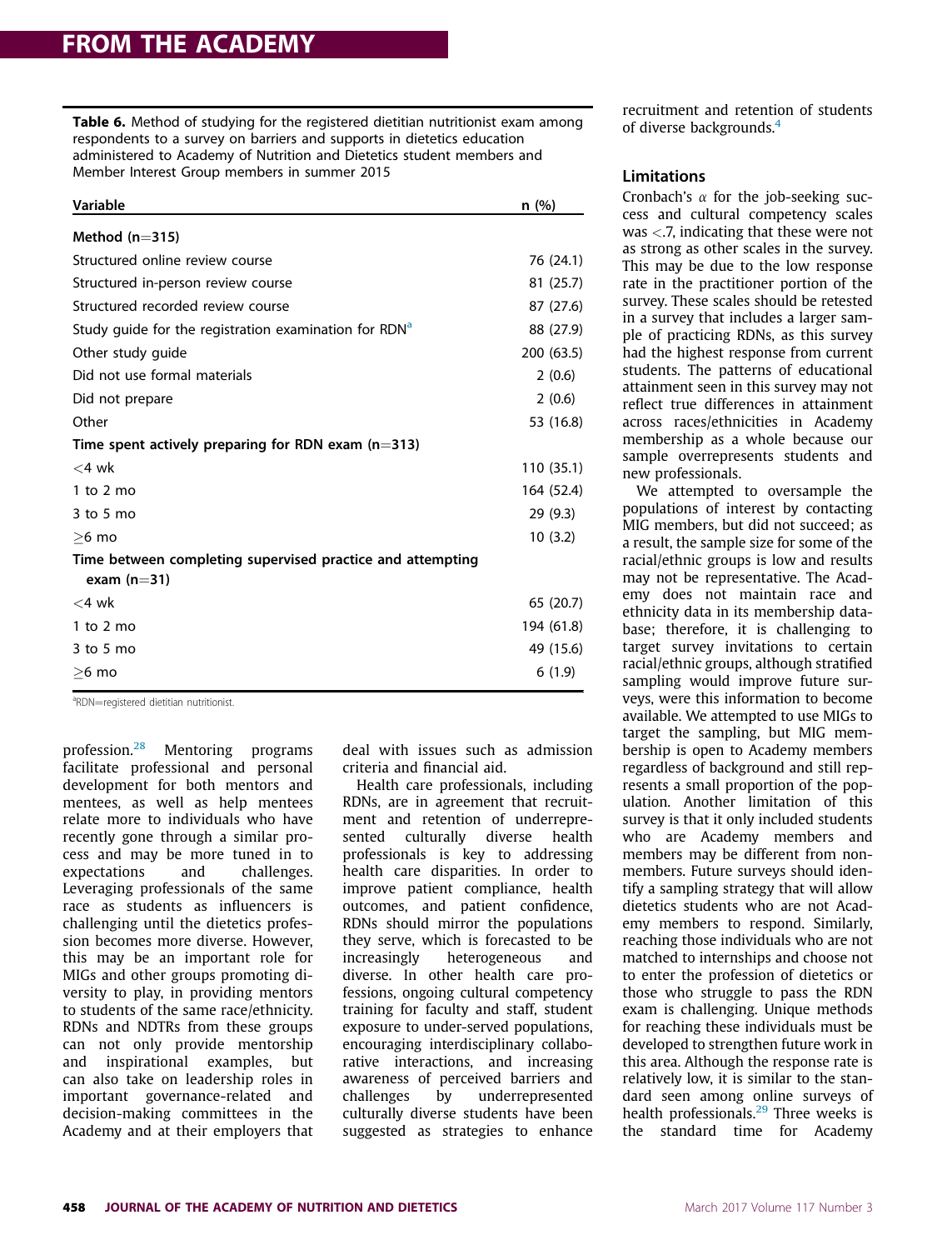**Table 6.** Method of studying for the registered dietitian nutritionist exam among respondents to a survey on barriers and supports in dietetics education administered to Academy of Nutrition and Dietetics student members and Member Interest Group members in summer 2015

| Variable | n (%) |
|---|---|
| **Method (n=315)** | |
| Structured online review course | 76 (24.1) |
| Structured in-person review course | 81 (25.7) |
| Structured recorded review course | 87 (27.6) |
| Study guide for the registration examination for RDN[a] | 88 (27.9) |
| Other study guide | 200 (63.5) |
| Did not use formal materials | 2 (0.6) |
| Did not prepare | 2 (0.6) |
| Other | 53 (16.8) |
| **Time spent actively preparing for RDN exam (n=313)** | |
| <4 wk | 110 (35.1) |
| 1 to 2 mo | 164 (52.4) |
| 3 to 5 mo | 29 (9.3) |
| ≥6 mo | 10 (3.2) |
| **Time between completing supervised practice and attempting exam (n=31)** | |
| <4 wk | 65 (20.7) |
| 1 to 2 mo | 194 (61.8) |
| 3 to 5 mo | 49 (15.6) |
| ≥6 mo | 6 (1.9) |

[a]RDN=registered dietitian nutritionist.

profession.[28] Mentoring programs facilitate professional and personal development for both mentors and mentees, as well as help mentees relate more to individuals who have recently gone through a similar process and may be more tuned in to expectations and challenges. Leveraging professionals of the same race as students as influencers is challenging until the dietetics profession becomes more diverse. However, this may be an important role for MIGs and other groups promoting diversity to play, in providing mentors to students of the same race/ethnicity. RDNs and NDTRs from these groups can not only provide mentorship and inspirational examples, but can also take on leadership roles in important governance-related and decision-making committees in the Academy and at their employers that deal with issues such as admission criteria and financial aid.

Health care professionals, including RDNs, are in agreement that recruitment and retention of underrepresented culturally diverse health professionals is key to addressing health care disparities. In order to improve patient compliance, health outcomes, and patient confidence, RDNs should mirror the populations they serve, which is forecasted to be increasingly heterogeneous and diverse. In other health care professions, ongoing cultural competency training for faculty and staff, student exposure to under-served populations, encouraging interdisciplinary collaborative interactions, and increasing awareness of perceived barriers and challenges by underrepresented culturally diverse students have been suggested as strategies to enhance recruitment and retention of students of diverse backgrounds.[4]

## Limitations

Cronbach's $\alpha$ for the job-seeking success and cultural competency scales was <.7, indicating that these were not as strong as other scales in the survey. This may be due to the low response rate in the practitioner portion of the survey. These scales should be retested in a survey that includes a larger sample of practicing RDNs, as this survey had the highest response from current students. The patterns of educational attainment seen in this survey may not reflect true differences in attainment across races/ethnicities in Academy membership as a whole because our sample overrepresents students and new professionals.

We attempted to oversample the populations of interest by contacting MIG members, but did not succeed; as a result, the sample size for some of the racial/ethnic groups is low and results may not be representative. The Academy does not maintain race and ethnicity data in its membership database; therefore, it is challenging to target survey invitations to certain racial/ethnic groups, although stratified sampling would improve future surveys, were this information to become available. We attempted to use MIGs to target the sampling, but MIG membership is open to Academy members regardless of background and still represents a small proportion of the population. Another limitation of this survey is that it only included students who are Academy members and members may be different from nonmembers. Future surveys should identify a sampling strategy that will allow dietetics students who are not Academy members to respond. Similarly, reaching those individuals who are not matched to internships and choose not to enter the profession of dietetics or those who struggle to pass the RDN exam is challenging. Unique methods for reaching these individuals must be developed to strengthen future work in this area. Although the response rate is relatively low, it is similar to the standard seen among online surveys of health professionals.[29] Three weeks is the standard time for Academy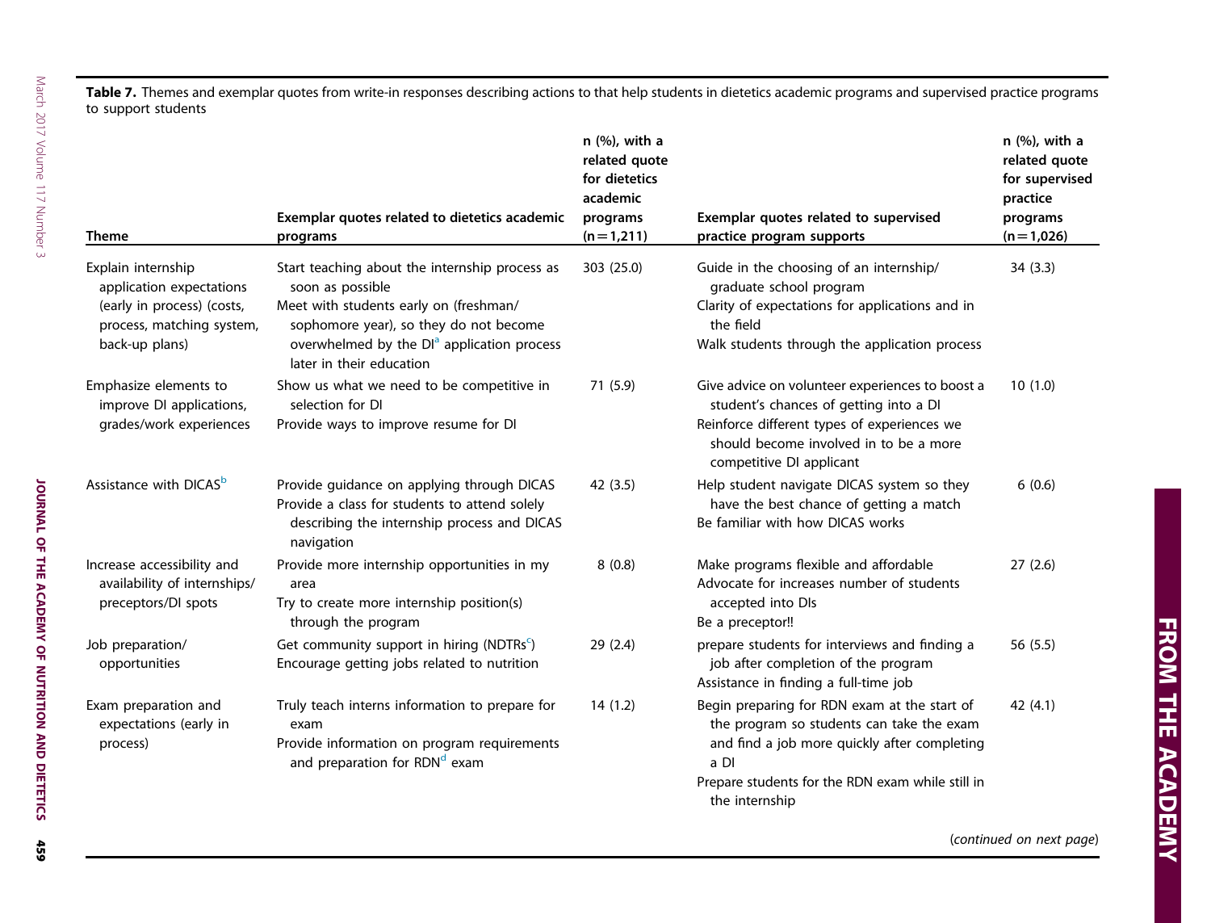**Table 7.** Themes and exemplar quotes from write-in responses describing actions to that help students in dietetics academic programs and supervised practice programs to support students

| Theme | Exemplar quotes related to dietetics academic programs | n (%), with a related quote for dietetics academic programs (n=1,211) | Exemplar quotes related to supervised practice program supports | n (%), with a related quote for supervised practice programs (n=1,026) |
|---|---|---|---|---|
| Explain internship application expectations (early in process) (costs, process, matching system, back-up plans) | Start teaching about the internship process as soon as possible<br>Meet with students early on (freshman/sophomore year), so they do not become overwhelmed by the DI[a] application process later in their education | 303 (25.0) | Guide in the choosing of an internship/graduate school program<br>Clarity of expectations for applications and in the field<br>Walk students through the application process | 34 (3.3) |
| Emphasize elements to improve DI applications, grades/work experiences | Show us what we need to be competitive in selection for DI<br>Provide ways to improve resume for DI | 71 (5.9) | Give advice on volunteer experiences to boost a student's chances of getting into a DI<br>Reinforce different types of experiences we should become involved in to be a more competitive DI applicant | 10 (1.0) |
| Assistance with DICAS[b] | Provide guidance on applying through DICAS<br>Provide a class for students to attend solely describing the internship process and DICAS navigation | 42 (3.5) | Help student navigate DICAS system so they have the best chance of getting a match<br>Be familiar with how DICAS works | 6 (0.6) |
| Increase accessibility and availability of internships/preceptors/DI spots | Provide more internship opportunities in my area<br>Try to create more internship position(s) through the program | 8 (0.8) | Make programs flexible and affordable<br>Advocate for increases number of students accepted into DIs<br>Be a preceptor!! | 27 (2.6) |
| Job preparation/opportunities | Get community support in hiring (NDTRs[c])<br>Encourage getting jobs related to nutrition | 29 (2.4) | prepare students for interviews and finding a job after completion of the program<br>Assistance in finding a full-time job | 56 (5.5) |
| Exam preparation and expectations (early in process) | Truly teach interns information to prepare for exam<br>Provide information on program requirements and preparation for RDN[d] exam | 14 (1.2) | Begin preparing for RDN exam at the start of the program so students can take the exam and find a job more quickly after completing a DI<br>Prepare students for the RDN exam while still in the internship | 42 (4.1) |

(*continued on next page*)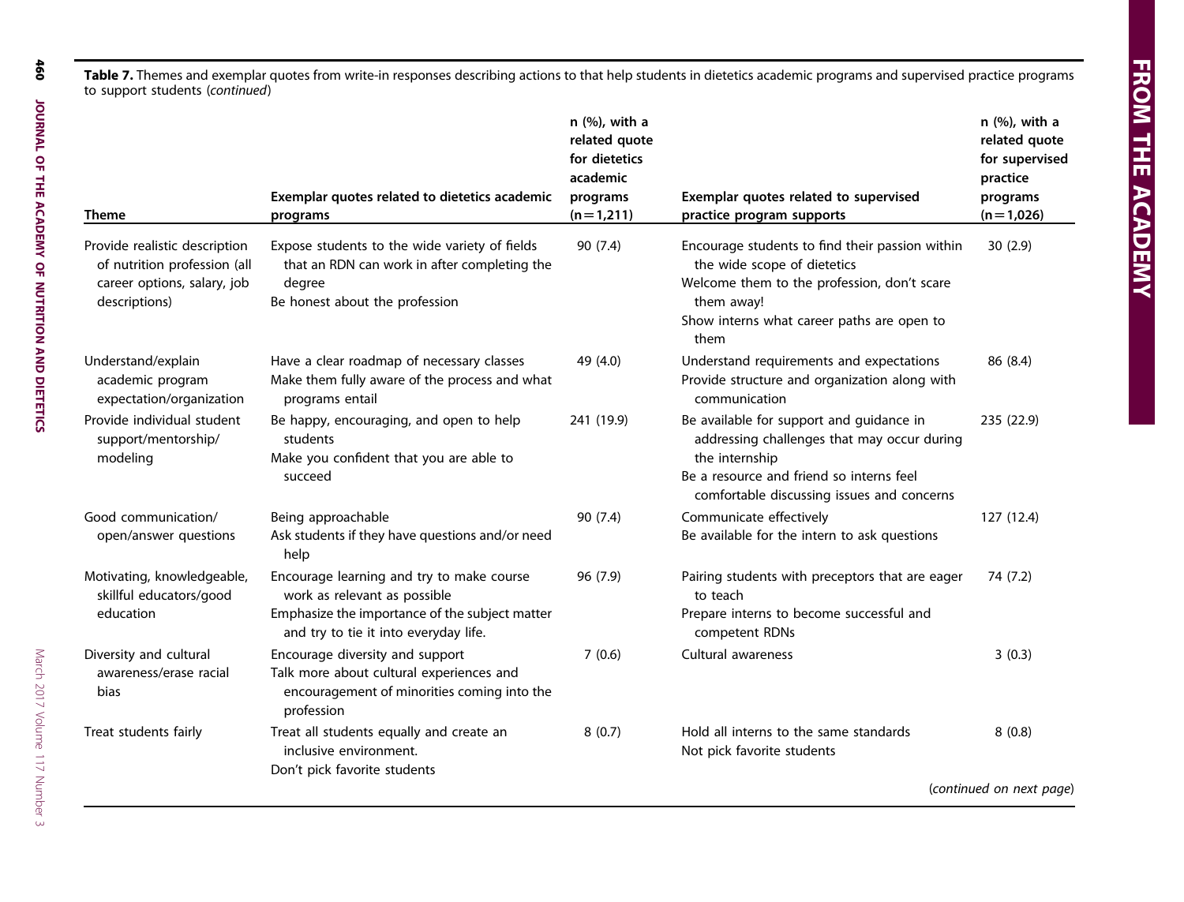**Table 7.** Themes and exemplar quotes from write-in responses describing actions to that help students in dietetics academic programs and supervised practice programs to support students (*continued*)

| Theme | Exemplar quotes related to dietetics academic programs | n (%), with a related quote for dietetics academic programs (n=1,211) | Exemplar quotes related to supervised practice program supports | n (%), with a related quote for supervised practice programs (n=1,026) |
|---|---|---|---|---|
| Provide realistic description of nutrition profession (all career options, salary, job descriptions) | Expose students to the wide variety of fields that an RDN can work in after completing the degree<br>Be honest about the profession | 90 (7.4) | Encourage students to find their passion within the wide scope of dietetics<br>Welcome them to the profession, don't scare them away!<br>Show interns what career paths are open to them | 30 (2.9) |
| Understand/explain academic program expectation/organization | Have a clear roadmap of necessary classes<br>Make them fully aware of the process and what programs entail | 49 (4.0) | Understand requirements and expectations<br>Provide structure and organization along with communication | 86 (8.4) |
| Provide individual student support/mentorship/ modeling | Be happy, encouraging, and open to help students<br>Make you confident that you are able to succeed | 241 (19.9) | Be available for support and guidance in addressing challenges that may occur during the internship<br>Be a resource and friend so interns feel comfortable discussing issues and concerns | 235 (22.9) |
| Good communication/ open/answer questions | Being approachable<br>Ask students if they have questions and/or need help | 90 (7.4) | Communicate effectively<br>Be available for the intern to ask questions | 127 (12.4) |
| Motivating, knowledgeable, skillful educators/good education | Encourage learning and try to make course work as relevant as possible<br>Emphasize the importance of the subject matter and try to tie it into everyday life. | 96 (7.9) | Pairing students with preceptors that are eager to teach<br>Prepare interns to become successful and competent RDNs | 74 (7.2) |
| Diversity and cultural awareness/erase racial bias | Encourage diversity and support<br>Talk more about cultural experiences and encouragement of minorities coming into the profession | 7 (0.6) | Cultural awareness | 3 (0.3) |
| Treat students fairly | Treat all students equally and create an inclusive environment.<br>Don't pick favorite students | 8 (0.7) | Hold all interns to the same standards<br>Not pick favorite students | 8 (0.8) |

(*continued on next page*)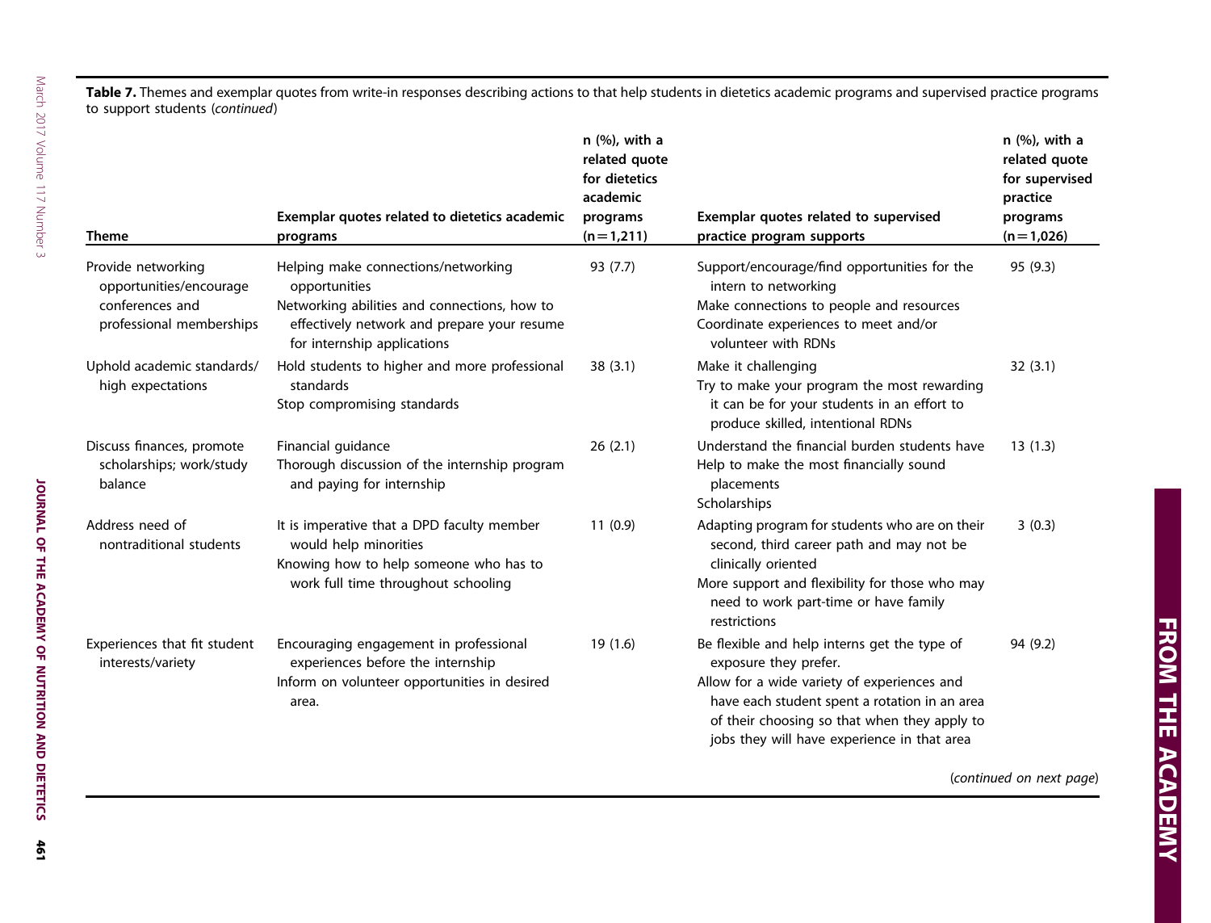**Table 7.** Themes and exemplar quotes from write-in responses describing actions to that help students in dietetics academic programs and supervised practice programs to support students (*continued*)

| Theme | Exemplar quotes related to dietetics academic programs | n (%), with a related quote for dietetics academic programs (n=1,211) | Exemplar quotes related to supervised practice program supports | n (%), with a related quote for supervised practice programs (n=1,026) |
|---|---|---|---|---|
| Provide networking opportunities/encourage conferences and professional memberships | Helping make connections/networking opportunities<br>Networking abilities and connections, how to effectively network and prepare your resume for internship applications | 93 (7.7) | Support/encourage/find opportunities for the intern to networking<br>Make connections to people and resources<br>Coordinate experiences to meet and/or volunteer with RDNs | 95 (9.3) |
| Uphold academic standards/ high expectations | Hold students to higher and more professional standards<br>Stop compromising standards | 38 (3.1) | Make it challenging<br>Try to make your program the most rewarding it can be for your students in an effort to produce skilled, intentional RDNs | 32 (3.1) |
| Discuss finances, promote scholarships; work/study balance | Financial guidance<br>Thorough discussion of the internship program and paying for internship | 26 (2.1) | Understand the financial burden students have<br>Help to make the most financially sound placements<br>Scholarships | 13 (1.3) |
| Address need of nontraditional students | It is imperative that a DPD faculty member would help minorities<br>Knowing how to help someone who has to work full time throughout schooling | 11 (0.9) | Adapting program for students who are on their second, third career path and may not be clinically oriented<br>More support and flexibility for those who may need to work part-time or have family restrictions | 3 (0.3) |
| Experiences that fit student interests/variety | Encouraging engagement in professional experiences before the internship<br>Inform on volunteer opportunities in desired area. | 19 (1.6) | Be flexible and help interns get the type of exposure they prefer.<br>Allow for a wide variety of experiences and have each student spent a rotation in an area of their choosing so that when they apply to jobs they will have experience in that area | 94 (9.2) |

(*continued on next page*)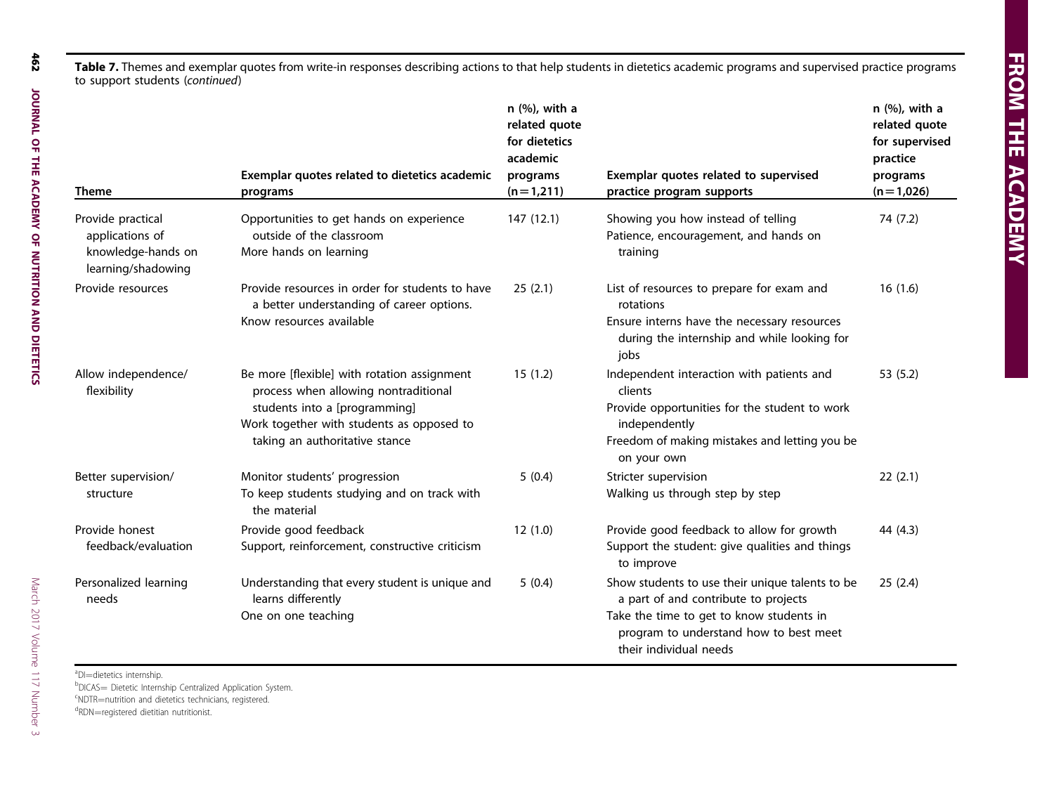**Table 7.** Themes and exemplar quotes from write-in responses describing actions to that help students in dietetics academic programs and supervised practice programs to support students (*continued*)

| Theme | Exemplar quotes related to dietetics academic programs | n (%), with a related quote for dietetics academic programs (n=1,211) | Exemplar quotes related to supervised practice program supports | n (%), with a related quote for supervised practice programs (n=1,026) |
|---|---|---|---|---|
| Provide practical applications of knowledge-hands on learning/shadowing | Opportunities to get hands on experience outside of the classroom<br>More hands on learning | 147 (12.1) | Showing you how instead of telling<br>Patience, encouragement, and hands on training | 74 (7.2) |
| Provide resources | Provide resources in order for students to have a better understanding of career options.<br>Know resources available | 25 (2.1) | List of resources to prepare for exam and rotations<br>Ensure interns have the necessary resources during the internship and while looking for jobs | 16 (1.6) |
| Allow independence/ flexibility | Be more [flexible] with rotation assignment process when allowing nontraditional students into a [programming]<br>Work together with students as opposed to taking an authoritative stance | 15 (1.2) | Independent interaction with patients and clients<br>Provide opportunities for the student to work independently<br>Freedom of making mistakes and letting you be on your own | 53 (5.2) |
| Better supervision/ structure | Monitor students' progression<br>To keep students studying and on track with the material | 5 (0.4) | Stricter supervision<br>Walking us through step by step | 22 (2.1) |
| Provide honest feedback/evaluation | Provide good feedback<br>Support, reinforcement, constructive criticism | 12 (1.0) | Provide good feedback to allow for growth<br>Support the student: give qualities and things to improve | 44 (4.3) |
| Personalized learning needs | Understanding that every student is unique and learns differently<br>One on one teaching | 5 (0.4) | Show students to use their unique talents to be a part of and contribute to projects<br>Take the time to get to know students in program to understand how to best meet their individual needs | 25 (2.4) |

[a]DI=dietetics internship.
[b]DICAS= Dietetic Internship Centralized Application System.
[c]NDTR=nutrition and dietetics technicians, registered.
[d]RDN=registered dietitian nutritionist.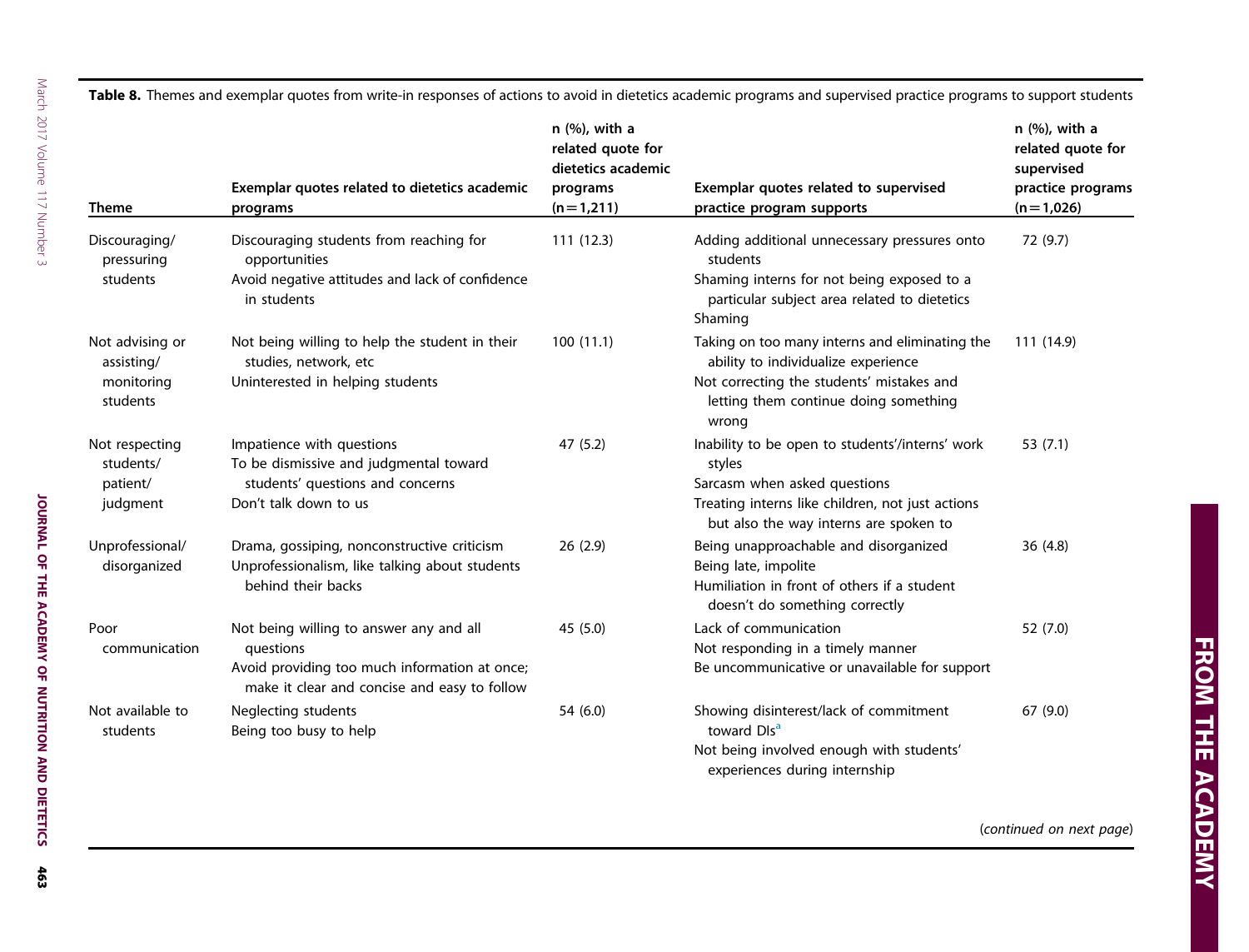**Table 8.** Themes and exemplar quotes from write-in responses of actions to avoid in dietetics academic programs and supervised practice programs to support students

| Theme | Exemplar quotes related to dietetics academic programs | n (%), with a related quote for dietetics academic programs (n=1,211) | Exemplar quotes related to supervised practice program supports | n (%), with a related quote for supervised practice programs (n=1,026) |
|---|---|---|---|---|
| Discouraging/ pressuring students | Discouraging students from reaching for opportunities<br>Avoid negative attitudes and lack of confidence in students | 111 (12.3) | Adding additional unnecessary pressures onto students<br>Shaming interns for not being exposed to a particular subject area related to dietetics<br>Shaming | 72 (9.7) |
| Not advising or assisting/ monitoring students | Not being willing to help the student in their studies, network, etc<br>Uninterested in helping students | 100 (11.1) | Taking on too many interns and eliminating the ability to individualize experience<br>Not correcting the students' mistakes and letting them continue doing something wrong | 111 (14.9) |
| Not respecting students/ patient/ judgment | Impatience with questions<br>To be dismissive and judgmental toward students' questions and concerns<br>Don't talk down to us | 47 (5.2) | Inability to be open to students'/interns' work styles<br>Sarcasm when asked questions<br>Treating interns like children, not just actions but also the way interns are spoken to | 53 (7.1) |
| Unprofessional/ disorganized | Drama, gossiping, nonconstructive criticism<br>Unprofessionalism, like talking about students behind their backs | 26 (2.9) | Being unapproachable and disorganized<br>Being late, impolite<br>Humiliation in front of others if a student doesn't do something correctly | 36 (4.8) |
| Poor communication | Not being willing to answer any and all questions<br>Avoid providing too much information at once; make it clear and concise and easy to follow | 45 (5.0) | Lack of communication<br>Not responding in a timely manner<br>Be uncommunicative or unavailable for support | 52 (7.0) |
| Not available to students | Neglecting students<br>Being too busy to help | 54 (6.0) | Showing disinterest/lack of commitment toward DIs[a]<br>Not being involved enough with students' experiences during internship | 67 (9.0) |

(*continued on next page*)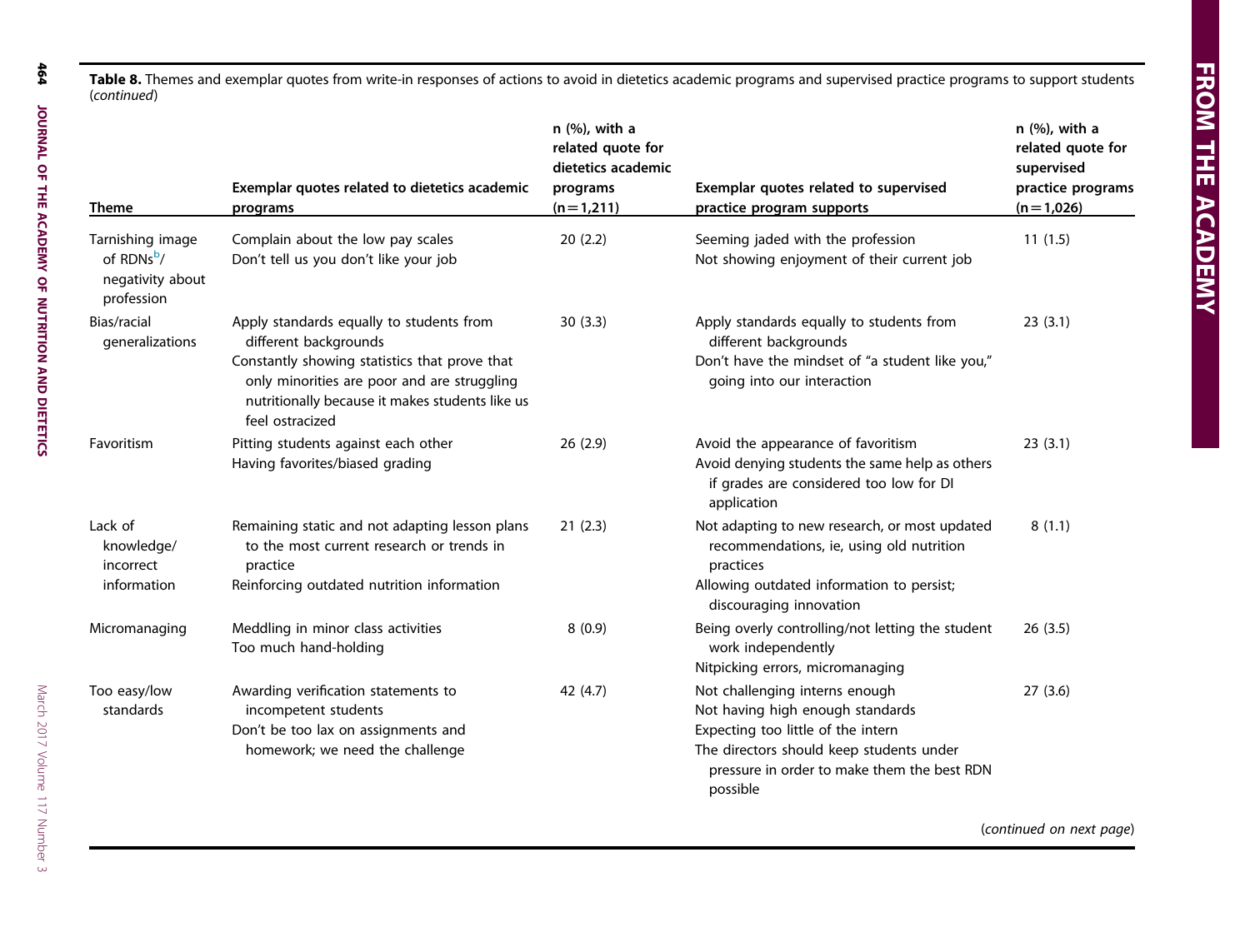**Table 8.** Themes and exemplar quotes from write-in responses of actions to avoid in dietetics academic programs and supervised practice programs to support students (*continued*)

| Theme | Exemplar quotes related to dietetics academic programs | n (%), with a related quote for dietetics academic programs (n=1,211) | Exemplar quotes related to supervised practice program supports | n (%), with a related quote for supervised practice programs (n=1,026) |
|---|---|---|---|---|
| Tarnishing image of RDNs[b]/negativity about profession | Complain about the low pay scales<br>Don't tell us you don't like your job | 20 (2.2) | Seeming jaded with the profession<br>Not showing enjoyment of their current job | 11 (1.5) |
| Bias/racial generalizations | Apply standards equally to students from different backgrounds<br>Constantly showing statistics that prove that only minorities are poor and are struggling nutritionally because it makes students like us feel ostracized | 30 (3.3) | Apply standards equally to students from different backgrounds<br>Don't have the mindset of "a student like you," going into our interaction | 23 (3.1) |
| Favoritism | Pitting students against each other<br>Having favorites/biased grading | 26 (2.9) | Avoid the appearance of favoritism<br>Avoid denying students the same help as others if grades are considered too low for DI application | 23 (3.1) |
| Lack of knowledge/incorrect information | Remaining static and not adapting lesson plans to the most current research or trends in practice<br>Reinforcing outdated nutrition information | 21 (2.3) | Not adapting to new research, or most updated recommendations, ie, using old nutrition practices<br>Allowing outdated information to persist; discouraging innovation | 8 (1.1) |
| Micromanaging | Meddling in minor class activities<br>Too much hand-holding | 8 (0.9) | Being overly controlling/not letting the student work independently<br>Nitpicking errors, micromanaging | 26 (3.5) |
| Too easy/low standards | Awarding verification statements to incompetent students<br>Don't be too lax on assignments and homework; we need the challenge | 42 (4.7) | Not challenging interns enough<br>Not having high enough standards<br>Expecting too little of the intern<br>The directors should keep students under pressure in order to make them the best RDN possible | 27 (3.6) |

(*continued on next page*)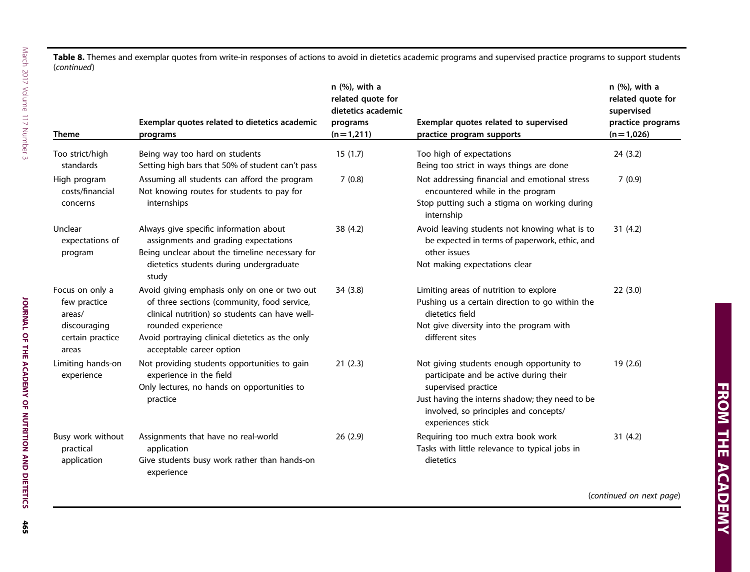**Table 8.** Themes and exemplar quotes from write-in responses of actions to avoid in dietetics academic programs and supervised practice programs to support students (*continued*)

| Theme | Exemplar quotes related to dietetics academic programs | n (%), with a related quote for dietetics academic programs (n=1,211) | Exemplar quotes related to supervised practice program supports | n (%), with a related quote for supervised practice programs (n=1,026) |
|---|---|---|---|---|
| Too strict/high standards | Being way too hard on students<br>Setting high bars that 50% of student can't pass | 15 (1.7) | Too high of expectations<br>Being too strict in ways things are done | 24 (3.2) |
| High program costs/financial concerns | Assuming all students can afford the program<br>Not knowing routes for students to pay for internships | 7 (0.8) | Not addressing financial and emotional stress encountered while in the program<br>Stop putting such a stigma on working during internship | 7 (0.9) |
| Unclear expectations of program | Always give specific information about assignments and grading expectations<br>Being unclear about the timeline necessary for dietetics students during undergraduate study | 38 (4.2) | Avoid leaving students not knowing what is to be expected in terms of paperwork, ethic, and other issues<br>Not making expectations clear | 31 (4.2) |
| Focus on only a few practice areas/ discouraging certain practice areas | Avoid giving emphasis only on one or two out of three sections (community, food service, clinical nutrition) so students can have well-rounded experience<br>Avoid portraying clinical dietetics as the only acceptable career option | 34 (3.8) | Limiting areas of nutrition to explore<br>Pushing us a certain direction to go within the dietetics field<br>Not give diversity into the program with different sites | 22 (3.0) |
| Limiting hands-on experience | Not providing students opportunities to gain experience in the field<br>Only lectures, no hands on opportunities to practice | 21 (2.3) | Not giving students enough opportunity to participate and be active during their supervised practice<br>Just having the interns shadow; they need to be involved, so principles and concepts/ experiences stick | 19 (2.6) |
| Busy work without practical application | Assignments that have no real-world application<br>Give students busy work rather than hands-on experience | 26 (2.9) | Requiring too much extra book work<br>Tasks with little relevance to typical jobs in dietetics | 31 (4.2) |

(*continued on next page*)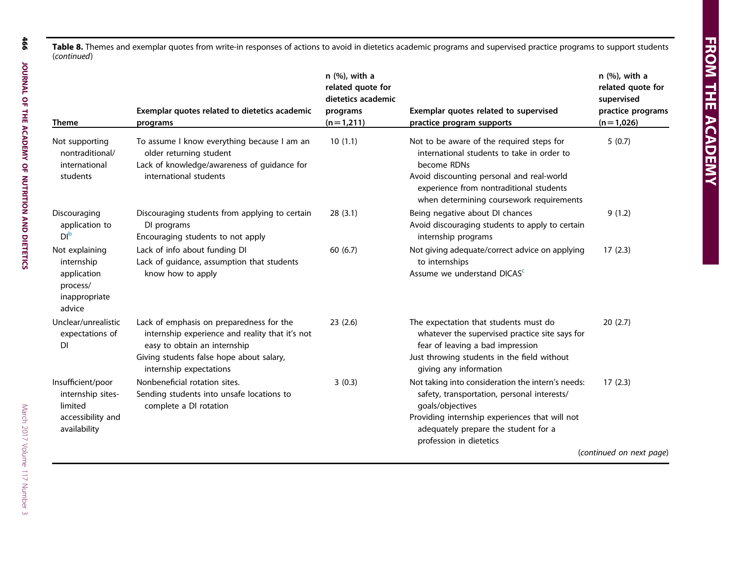**Table 8.** Themes and exemplar quotes from write-in responses of actions to avoid in dietetics academic programs and supervised practice programs to support students (*continued*)

| Theme | Exemplar quotes related to dietetics academic programs | n (%), with a related quote for dietetics academic programs (n=1,211) | Exemplar quotes related to supervised practice program supports | n (%), with a related quote for supervised practice programs (n=1,026) |
|---|---|---|---|---|
| Not supporting nontraditional/ international students | To assume I know everything because I am an older returning student<br>Lack of knowledge/awareness of guidance for international students | 10 (1.1) | Not to be aware of the required steps for international students to take in order to become RDNs<br>Avoid discounting personal and real-world experience from nontraditional students when determining coursework requirements | 5 (0.7) |
| Discouraging application to DI[b] | Discouraging students from applying to certain DI programs<br>Encouraging students to not apply | 28 (3.1) | Being negative about DI chances<br>Avoid discouraging students to apply to certain internship programs | 9 (1.2) |
| Not explaining internship application process/ inappropriate advice | Lack of info about funding DI<br>Lack of guidance, assumption that students know how to apply | 60 (6.7) | Not giving adequate/correct advice on applying to internships<br>Assume we understand DICAS[c] | 17 (2.3) |
| Unclear/unrealistic expectations of DI | Lack of emphasis on preparedness for the internship experience and reality that it's not easy to obtain an internship<br>Giving students false hope about salary, internship expectations | 23 (2.6) | The expectation that students must do whatever the supervised practice site says for fear of leaving a bad impression<br>Just throwing students in the field without giving any information | 20 (2.7) |
| Insufficient/poor internship sites-limited accessibility and availability | Nonbeneficial rotation sites.<br>Sending students into unsafe locations to complete a DI rotation | 3 (0.3) | Not taking into consideration the intern's needs: safety, transportation, personal interests/ goals/objectives<br>Providing internship experiences that will not adequately prepare the student for a profession in dietetics | 17 (2.3) |

(*continued on next page*)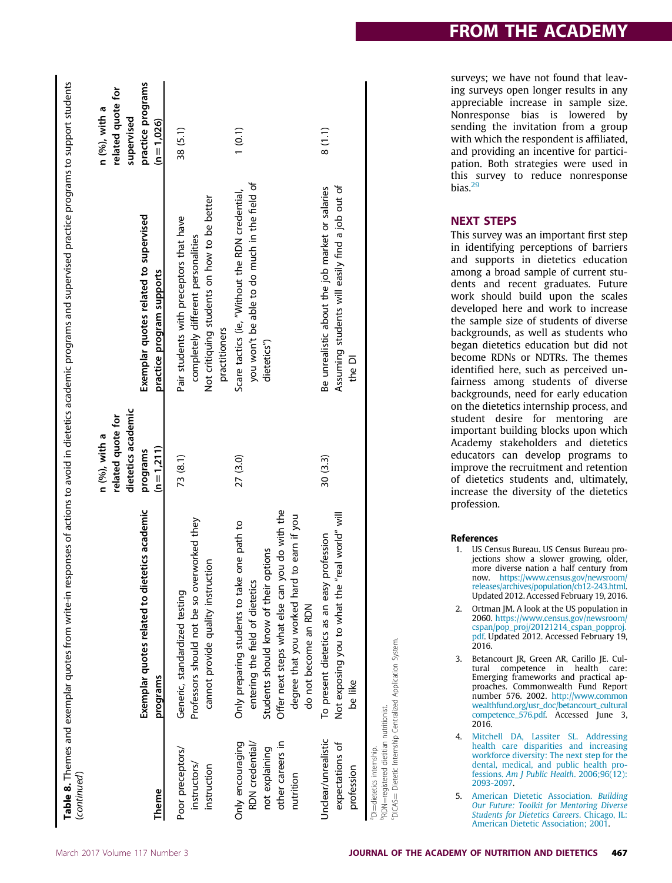**Table 8.** Themes and exemplar quotes from write-in responses of actions to avoid in dietetics academic programs and supervised practice programs to support students (*continued*)

| Theme | Exemplar quotes related to dietetics academic programs | n (%), with a related quote for dietetics academic programs (n=1,211) | Exemplar quotes related to supervised practice program supports | n (%), with a related quote for supervised practice programs (n=1,026) |
|---|---|---|---|---|
| Poor preceptors/instructors/instruction | Generic, standardized testing<br>Professors should not be so overworked they cannot provide quality instruction | 73 (8.1) | Pair students with preceptors that have completely different personalities<br>Not critiquing students on how to be better practitioners | 38 (5.1) |
| Only encouraging RDN credential/not explaining other careers in nutrition | Only preparing students to take one path to entering the field of dietetics<br>Students should know of their options<br>Offer next steps what else can you do with the degree that you worked hard to earn if you do not become an RDN | 27 (3.0) | Scare tactics (ie, "Without the RDN credential, you won't be able to do much in the field of dietetics") | 1 (0.1) |
| Unclear/unrealistic expectations of profession | To present dietetics as an easy profession<br>Not exposing you to what the "real world" will be like | 30 (3.3) | Be unrealistic about the job market or salaries<br>Assuming students will easily find a job out of the DI | 8 (1.1) |

[a]DI=dietetics internship.
[b]RDN=registered dietitian nutritionist.
[c]DICAS= Dietetic Internship Centralized Application System.

surveys; we have not found that leaving surveys open longer results in any appreciable increase in sample size. Nonresponse bias is lowered by sending the invitation from a group with which the respondent is affiliated, and providing an incentive for participation. Both strategies were used in this survey to reduce nonresponse bias.[29]

## NEXT STEPS

This survey was an important first step in identifying perceptions of barriers and supports in dietetics education among a broad sample of current students and recent graduates. Future work should build upon the scales developed here and work to increase the sample size of students of diverse backgrounds, as well as students who began dietetics education but did not become RDNs or NDTRs. The themes identified here, such as perceived unfairness among students of diverse backgrounds, need for early education on the dietetics internship process, and student desire for mentoring are important building blocks upon which Academy stakeholders and dietetics educators can develop programs to improve the recruitment and retention of dietetics students and, ultimately, increase the diversity of the dietetics profession.

### References

1. US Census Bureau. US Census Bureau projections show a slower growing, older, more diverse nation a half century from now. https://www.census.gov/newsroom/releases/archives/population/cb12-243.html. Updated 2012. Accessed February 19, 2016.
2. Ortman JM. A look at the US population in 2060. https://www.census.gov/newsroom/cspan/pop_proj/20121214_cspan_popproj.pdf. Updated 2012. Accessed February 19, 2016.
3. Betancourt JR, Green AR, Carillo JE. Cultural competence in health care: Emerging frameworks and practical approaches. Commonwealth Fund Report number 576. 2002. http://www.commonwealthfund.org/usr_doc/betancourt_cultural competence_576.pdf. Accessed June 3, 2016.
4. Mitchell DA, Lassiter SL. Addressing health care disparities and increasing workforce diversity: The next step for the dental, medical, and public health professions. *Am J Public Health*. 2006;96(12):2093-2097.
5. American Dietetic Association. *Building Our Future: Toolkit for Mentoring Diverse Students for Dietetics Careers*. Chicago, IL: American Dietetic Association; 2001.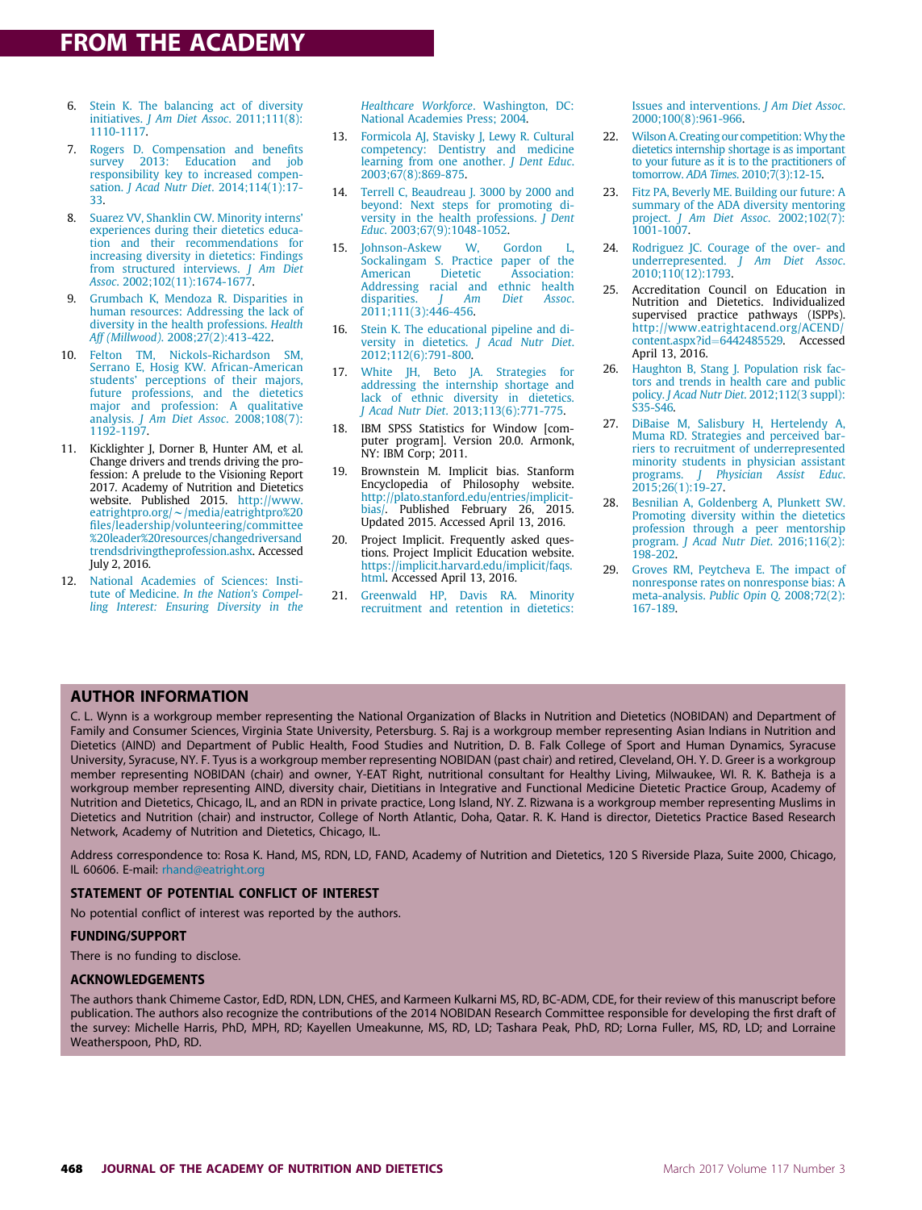6. Stein K. The balancing act of diversity initiatives. *J Am Diet Assoc*. 2011;111(8):1110-1117.
7. Rogers D. Compensation and benefits survey 2013: Education and job responsibility key to increased compensation. *J Acad Nutr Diet*. 2014;114(1):17-33.
8. Suarez VV, Shanklin CW. Minority interns' experiences during their dietetics education and their recommendations for increasing diversity in dietetics: Findings from structured interviews. *J Am Diet Assoc*. 2002;102(11):1674-1677.
9. Grumbach K, Mendoza R. Disparities in human resources: Addressing the lack of diversity in the health professions. *Health Aff (Millwood)*. 2008;27(2):413-422.
10. Felton TM, Nickols-Richardson SM, Serrano E, Hosig KW. African-American students' perceptions of their majors, future professions, and the dietetics major and profession: A qualitative analysis. *J Am Diet Assoc*. 2008;108(7):1192-1197.
11. Kicklighter J, Dorner B, Hunter AM, et al. Change drivers and trends driving the profession: A prelude to the Visioning Report 2017. Academy of Nutrition and Dietetics website. Published 2015. http://www.eatrightpro.org/~/media/eatrightpro%20files/leadership/volunteering/committee%20leader%20resources/changedriversandtrendsdrivingtheprofession.ashx. Accessed July 2, 2016.
12. National Academies of Sciences: Institute of Medicine. *In the Nation's Compelling Interest: Ensuring Diversity in the Healthcare Workforce*. Washington, DC: National Academies Press; 2004.
13. Formicola AJ, Stavisky J, Lewy R. Cultural competency: Dentistry and medicine learning from one another. *J Dent Educ*. 2003;67(8):869-875.
14. Terrell C, Beaudreau J. 3000 by 2000 and beyond: Next steps for promoting diversity in the health professions. *J Dent Educ*. 2003;67(9):1048-1052.
15. Johnson-Askew W, Gordon L, Sockalingam S. Practice paper of the American Dietetic Association: Addressing racial and ethnic health disparities. *J Am Diet Assoc*. 2011;111(3):446-456.
16. Stein K. The educational pipeline and diversity in dietetics. *J Acad Nutr Diet*. 2012;112(6):791-800.
17. White JH, Beto JA. Strategies for addressing the internship shortage and lack of ethnic diversity in dietetics. *J Acad Nutr Diet*. 2013;113(6):771-775.
18. IBM SPSS Statistics for Window [computer program]. Version 20.0. Armonk, NY: IBM Corp; 2011.
19. Brownstein M. Implicit bias. Stanforn Encyclopedia of Philosophy website. http://plato.stanford.edu/entries/implicit-bias/. Published February 26, 2015. Updated 2015. Accessed April 13, 2016.
20. Project Implicit. Frequently asked questions. Project Implicit Education website. https://implicit.harvard.edu/implicit/faqs.html. Accessed April 13, 2016.
21. Greenwald HP, Davis RA. Minority recruitment and retention in dietetics: Issues and interventions. *J Am Diet Assoc*. 2000;100(8):961-966.
22. Wilson A. Creating our competition: Why the dietetics internship shortage is as important to your future as it is to the practitioners of tomorrow. *ADA Times*. 2010;7(3):12-15.
23. Fitz PA, Beverly ME. Building our future: A summary of the ADA diversity mentoring project. *J Am Diet Assoc*. 2002;102(7):1001-1007.
24. Rodriguez JC. Courage of the over- and underrepresented. *J Am Diet Assoc*. 2010;110(12):1793.
25. Accreditation Council on Education in Nutrition and Dietetics. Individualized supervised practice pathways (ISPPs). http://www.eatrightacend.org/ACEND/content.aspx?id=6442485529. Accessed April 13, 2016.
26. Haughton B, Stang J. Population risk factors and trends in health care and public policy. *J Acad Nutr Diet*. 2012;112(3 suppl):S35-S46.
27. DiBaise M, Salisbury H, Hertelendy A, Muma RD. Strategies and perceived barriers to recruitment of underrepresented minority students in physician assistant programs. *J Physician Assist Educ*. 2015;26(1):19-27.
28. Besnilian A, Goldenberg A, Plunkett SW. Promoting diversity within the dietetics profession through a peer mentorship program. *J Acad Nutr Diet*. 2016;116(2):198-202.
29. Groves RM, Peytcheva E. The impact of nonresponse rates on nonresponse bias: A meta-analysis. *Public Opin Q*. 2008;72(2):167-189.

## AUTHOR INFORMATION

C. L. Wynn is a workgroup member representing the National Organization of Blacks in Nutrition and Dietetics (NOBIDAN) and Department of Family and Consumer Sciences, Virginia State University, Petersburg. S. Raj is a workgroup member representing Asian Indians in Nutrition and Dietetics (AIND) and Department of Public Health, Food Studies and Nutrition, D. B. Falk College of Sport and Human Dynamics, Syracuse University, Syracuse, NY. F. Tyus is a workgroup member representing NOBIDAN (past chair) and retired, Cleveland, OH. Y. D. Greer is a workgroup member representing NOBIDAN (chair) and owner, Y-EAT Right, nutritional consultant for Healthy Living, Milwaukee, WI. R. K. Batheja is a workgroup member representing AIND, diversity chair, Dietitians in Integrative and Functional Medicine Dietetic Practice Group, Academy of Nutrition and Dietetics, Chicago, IL, and an RDN in private practice, Long Island, NY. Z. Rizwana is a workgroup member representing Muslims in Dietetics and Nutrition (chair) and instructor, College of North Atlantic, Doha, Qatar. R. K. Hand is director, Dietetics Practice Based Research Network, Academy of Nutrition and Dietetics, Chicago, IL.

Address correspondence to: Rosa K. Hand, MS, RDN, LD, FAND, Academy of Nutrition and Dietetics, 120 S Riverside Plaza, Suite 2000, Chicago, IL 60606. E-mail: rhand@eatright.org

### STATEMENT OF POTENTIAL CONFLICT OF INTEREST

No potential conflict of interest was reported by the authors.

### FUNDING/SUPPORT

There is no funding to disclose.

### ACKNOWLEDGEMENTS

The authors thank Chimeme Castor, EdD, RDN, LDN, CHES, and Karmeen Kulkarni MS, RD, BC-ADM, CDE, for their review of this manuscript before publication. The authors also recognize the contributions of the 2014 NOBIDAN Research Committee responsible for developing the first draft of the survey: Michelle Harris, PhD, MPH, RD; Kayellen Umeakunne, MS, RD, LD; Tashara Peak, PhD, RD; Lorna Fuller, MS, RD, LD; and Lorraine Weatherspoon, PhD, RD.